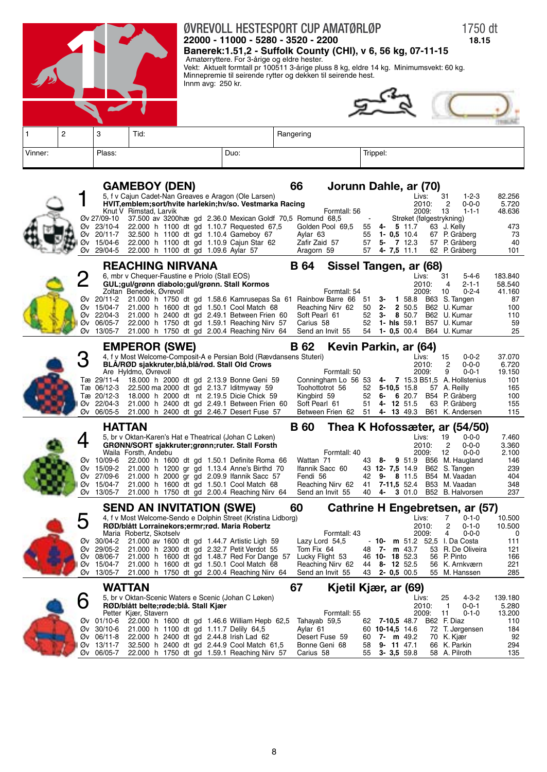# ØVREVOLL HESTESPORT CUP AMATØRLØP

**1750 dt**
**18.15**

**22000 - 11000 - 5280 - 3520 - 2200**

**Banerek:1.51,2 - Suffolk County (CHI), v 6, 56 kg, 07-11-15**

Amatørryttere. For 3-årige og eldre hester.
Vekt: Aktuelt formtall pr 100511 3-årige pluss 8 kg, eldre 14 kg. Minimumsvekt: 60 kg.
Minnepremie til seirende rytter og dekken til seirende hest.
Innm avg: 250 kr.

| 1 | 2 | 3 | Tid: | Rangering | |
|---|---|---|---|---|---|
| Vinner: | | Plass: | Duo: | Trippel: | |

## 1 GAMEBOY (DEN) — 66 — Jorunn Dahle, ar (70)

5, f v Cajun Cadet-Nan Greaves e Aragon (Ole Larsen)
**HVIT,emblem;sort/hvite harlekin;hv/so. Vestmarka Racing**
Knut V Rimstad, Larvik — Formtall: 56

| | Livs: | 31 | 1-2-3 | 82.256 |
|---|---|---|---|---|
| | 2010: | 2 | 0-0-0 | 5.720 |
| | 2009: | 13 | 1-1-1 | 48.636 |

| Bane/dato | Premie | Distanse | Tid | Vinner | 2. | Vekt | Plass | Odds | Rytter | |
|---|---|---|---|---|---|---|---|---|---|---|
| Øv 27/09-10 | 37.500 av 3200hæ gd | | 2.36.0 Mexican Goldf 70,5 | Romund 68,5 | - | | | Strøket (følgestrykning) | | |
| Øv 23/10-4 | 22.000 h 1100 dt gd | | 1.10.7 Requested 67,5 | Golden Pool 69,5 | 55 | 4- 5 | 11.7 | 63 J. Kelly | 473 |
| Øv 20/11-7 | 32.500 h 1100 dt gd | | 1.10.4 Gameboy 67 | Aylar 63 | 55 | 1- 0,5 | 10.4 | 67 P. Gråberg | 73 |
| Øv 15/04-6 | 22.000 h 1100 dt gd | | 1.10.9 Cajun Star 62 | Zafir Zaid 57 | 57 | 5- 7 | 12.3 | 57 P. Gråberg | 40 |
| Øv 29/04-5 | 22.000 h 1100 dt gd | | 1.09.6 Aylar 57 | Aragorn 59 | 57 | 4- 7,5 | 11.1 | 62 P. Gråberg | 101 |

## 2 REACHING NIRVANA — B 64 — Sissel Tangen, ar (68)

6, mbr v Chequer-Faustine e Priolo (Stall EOS)
**GUL;gul/grønn diabolo;gul/grønn. Stall Kormos**
Zoltan Benedek, Øvrevoll — Formtall: 54

| | Livs: | 31 | 5-4-6 | 183.840 |
|---|---|---|---|---|
| | 2010: | 4 | 2-1-1 | 58.540 |
| | 2009: | 10 | 0-2-4 | 41.160 |

| Bane/dato | Løp | Vinner | 2. | Vekt | Plass | Odds | Rytter | |
|---|---|---|---|---|---|---|---|---|
| Øv 20/11-2 | 21.000 h 1750 dt gd 1.58.6 Kamrusepas Sa 61 | Rainbow Barre 66 | 51 | 3- 1 | 58.8 | B63 S. Tangen | 87 |
| Øv 15/04-7 | 21.000 h 1600 dt gd 1.50.1 Cool Match 68 | Reaching Nirv 62 | 50 | 2- 2 | 50.5 | B62 U. Kumar | 100 |
| Øv 22/04-3 | 21.000 h 2400 dt gd 2.49.1 Between Frien 60 | Soft Pearl 61 | 52 | 3- 8 | 50.7 | B62 U. Kumar | 110 |
| Øv 06/05-7 | 22.000 h 1750 dt gd 1.59.1 Reaching Nirv 57 | Carius 58 | 52 | 1- hls | 59.1 | B57 U. Kumar | 59 |
| Øv 13/05-7 | 21.000 h 1750 dt gd 2.00.4 Reaching Nirv 64 | Send an Invit 55 | 54 | 1- 0,5 | 00.4 | B64 U. Kumar | 25 |

## 3 EMPEROR (SWE) — B 62 — Kevin Parkin, ar (64)

4, f v Most Welcome-Composit-A e Persian Bold (Rævdansens Stuteri)
**BLÅ/RØD sjakkruter,blå,blå/rød. Stall Old Crows**
Are Hyldmo, Øvrevoll — Formtall: 50

| | Livs: | 15 | 0-0-2 | 37.070 |
|---|---|---|---|---|
| | 2010: | 2 | 0-0-0 | 6.720 |
| | 2009: | 9 | 0-0-1 | 19.150 |

| Bane/dato | Løp | Vinner | 2. | Vekt | Plass | Odds | Rytter | |
|---|---|---|---|---|---|---|---|---|
| Tæ 29/11-4 | 18.000 h 2000 dt gd 2.13.9 Bonne Geni 59 | Conningham Lo 56 | 53 | 4- 7 | 15.3 | B51,5 A. Hollstenius | 101 |
| Tæ 06/12-3 | 22.500 ma 2000 dt gd 2.13.7 Iditmyway 59 | Toohottotrot 56 | 52 | 5-10,5 | 15.8 | 57 A. Reilly | 165 |
| Tæ 20/12-3 | 18.000 h 2000 dt nt 2.19.5 Dicie Chick 59 | Kingbird 59 | 52 | 6- 6 | 20.7 | B54 P. Gråberg | 100 |
| Øv 22/04-3 | 21.000 h 2400 dt gd 2.49.1 Between Frien 60 | Soft Pearl 61 | 51 | 4- 12 | 51.5 | 63 P. Gråberg | 155 |
| Øv 06/05-5 | 21.000 h 2400 dt gd 2.46.7 Desert Fuse 57 | Between Frien 62 | 51 | 4- 13 | 49.3 | B61 K. Andersen | 115 |

## 4 HATTAN — B 60 — Thea K Hofossæter, ar (54/50)

5, br v Oktan-Karen's Hat e Theatrical (Johan C Løken)
**GRØNN/SORT sjakkruter;grønn;ruter. Stall Forsth**
Waila Forsth, Andebu — Formtall: 40

| | Livs: | 19 | 0-0-0 | 7.460 |
|---|---|---|---|---|
| | 2010: | 2 | 0-0-0 | 3.360 |
| | 2009: | 12 | 0-0-0 | 2.100 |

| Bane/dato | Løp | Vinner | 2. | Vekt | Plass | Odds | Rytter | |
|---|---|---|---|---|---|---|---|---|
| Øv 10/09-6 | 22.000 h 1600 dt gd 1.50.1 Definite Roma 66 | Wattan 71 | 43 | 8- 9 | 51.9 | B56 M. Haugland | 146 |
| Øv 15/09-2 | 21.000 h 1200 gr gd 1.13.4 Anne's Birthd 70 | Ifannik Sacc 60 | 43 | 12- 7,5 | 14.9 | B62 S. Tangen | 239 |
| Øv 27/09-6 | 21.000 h 2000 gr gd 2.09.9 Ifannik Sacc 57 | Fendi 56 | 42 | 9- 8 | 11.5 | B54 M. Vaadan | 404 |
| Øv 15/04-7 | 21.000 h 1600 dt gd 1.50.1 Cool Match 68 | Reaching Nirv 62 | 41 | 7-11,5 | 52.4 | B53 M. Vaadan | 348 |
| Øv 13/05-7 | 21.000 h 1750 dt gd 2.00.4 Reaching Nirv 64 | Send an Invit 55 | 40 | 4- 3 | 01.0 | B52 B. Halvorsen | 237 |

## 5 SEND AN INVITATION (SWE) — 60 — Cathrine H Engebretsen, ar (57)

4, f v Most Welcome-Sendo e Dolphin Street (Kristina Lidborg)
**RØD/blått Lorrainekors;ermr;rød. Maria Robertz**
Maria Robertz, Skotselv — Formtall: 43

| | Livs: | 7 | 0-1-0 | 10.500 |
|---|---|---|---|---|
| | 2010: | 2 | 0-1-0 | 10.500 |
| | 2009: | 4 | 0-0-0 | 0 |

| Bane/dato | Løp | Vinner | 2. | Vekt | Plass | Odds | Rytter | |
|---|---|---|---|---|---|---|---|---|
| Øv 30/04-2 | 21.000 av 1600 dt gd 1.44.7 Artistic Ligh 59 | Lazy Lord 54,5 | - | 10- m | 51.2 | 52,5 I. Da Costa | 111 |
| Øv 29/05-2 | 21.000 h 2300 dt gd 2.32.7 Petit Verdot 55 | Tom Fix 64 | 48 | 7- m | 43.7 | 53 R. De Oliveira | 121 |
| Øv 08/06-7 | 21.000 h 1600 dt gd 1.48.7 Red For Dange 57 | Lucky Flight 53 | 46 | 10- 18 | 52.3 | 56 P. Pinto | 166 |
| Øv 15/04-7 | 21.000 h 1600 dt gd 1.50.1 Cool Match 68 | Reaching Nirv 62 | 44 | 8- 12 | 52.5 | 56 K. Arnkværn | 221 |
| Øv 13/05-7 | 21.000 h 1750 dt gd 2.00.4 Reaching Nirv 64 | Send an Invit 55 | 43 | 2- 0,5 | 00.5 | 55 M. Hanssen | 285 |

## 6 WATTAN — 67 — Kjetil Kjær, ar (69)

5, br v Oktan-Scenic Waters e Scenic (Johan C Løken)
**RØD/blått belte;rød;blå. Stall Kjær**
Petter Kjær, Stavern — Formtall: 55

| | Livs: | 25 | 4-3-2 | 139.180 |
|---|---|---|---|---|
| | 2010: | 1 | 0-0-1 | 5.280 |
| | 2009: | 11 | 0-1-0 | 13.200 |

| Bane/dato | Løp | Vinner | 2. | Vekt | Plass | Odds | Rytter | |
|---|---|---|---|---|---|---|---|---|
| Øv 01/10-6 | 22.000 h 1600 dt gd 1.46.6 William Hepb 62,5 | Tahayab 59,5 | 62 | 7-10,5 | 48.7 | B62 F. Diaz | 110 |
| Øv 30/10-6 | 21.000 h 1100 dt gd 1.11.7 Delily 64,5 | Aylar 61 | 60 | 10-14,5 | 14.6 | 72 T. Jørgensen | 184 |
| Øv 06/11-8 | 22.000 h 2400 dt gd 2.44.8 Irish Lad 62 | Desert Fuse 59 | 60 | 7- m | 49.2 | 70 K. Kjær | 92 |
| Øv 13/11-7 | 32.500 h 2400 dt gd 2.44.9 Cool Match 61,5 | Bonne Geni 68 | 58 | 9- 11 | 47.1 | 66 K. Parkin | 294 |
| Øv 06/05-7 | 22.000 h 1750 dt gd 1.59.1 Reaching Nirv 57 | Carius 58 | 55 | 3- 3,5 | 59.8 | 58 A. Pilroth | 135 |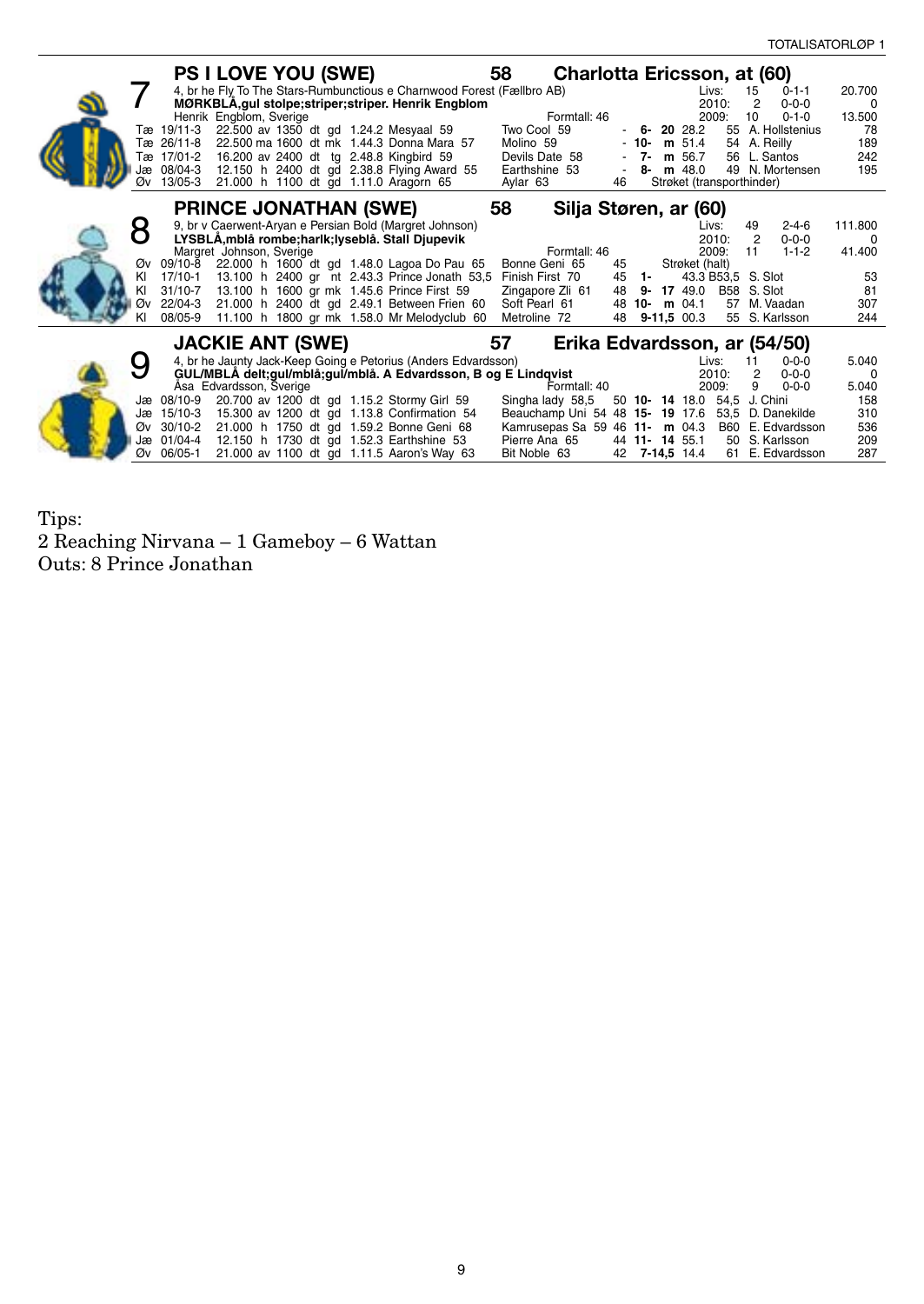## 7 PS I LOVE YOU (SWE) — 58 — Charlotta Ericsson, at (60)

4, br he Fly To The Stars-Rumbunctious e Charnwood Forest (Fællbro AB)
**MØRKBLÅ,gul stolpe;striper;striper. Henrik Engblom**
Henrik Engblom, Sverige — Formtall: 46

| | Starter | 1-2-3 | Premier |
|---|---|---|---|
| Livs: | 15 | 0-1-1 | 20.700 |
| 2010: | 2 | 0-0-0 | 0 |
| 2009: | 10 | 0-1-0 | 13.500 |

| Bane | Dato | Premie | Løp | Distanse | Underlag | Tid | Vinner | 2./Vinner | Formtall | Plass | Tid | Vekt | Rytter | Odds |
|---|---|---|---|---|---|---|---|---|---|---|---|---|---|---|
| Tæ | 19/11-3 | 22.500 | av | 1350 dt | gd | 1.24.2 | Mesyaal 59 | Two Cool 59 | - | 6- 20 | 28.2 | 55 | A. Hollstenius | 78 |
| Tæ | 26/11-8 | 22.500 | ma | 1600 dt | mk | 1.44.3 | Donna Mara 57 | Molino 59 | - | 10- m | 51.4 | 54 | A. Reilly | 189 |
| Tæ | 17/01-2 | 16.200 | av | 2400 dt | tg | 2.48.8 | Kingbird 59 | Devils Date 58 | - | 7- m | 56.7 | 56 | L. Santos | 242 |
| Jæ | 08/04-3 | 12.150 | h | 2400 dt | gd | 2.38.8 | Flying Award 55 | Earthshine 53 | - | 8- m | 48.0 | 49 | N. Mortensen | 195 |
| Øv | 13/05-3 | 21.000 | h | 1100 dt | gd | 1.11.0 | Aragorn 65 | Aylar 63 | 46 | Strøket (transporthinder) | | | | |

## 8 PRINCE JONATHAN (SWE) — 58 — Silja Støren, ar (60)

9, br v Caerwent-Aryan e Persian Bold (Margret Johnson)
**LYSBLÅ,mblå rombe;harlk;lyseblå. Stall Djupevik**
Margret Johnson, Sverige — Formtall: 46

| | Starter | 1-2-3 | Premier |
|---|---|---|---|
| Livs: | 49 | 2-4-6 | 111.800 |
| 2010: | 2 | 0-0-0 | 0 |
| 2009: | 11 | 1-1-2 | 41.400 |

| Bane | Dato | Premie | Løp | Distanse | Underlag | Tid | Vinner | 2./Vinner | Formtall | Plass | Tid | Vekt | Rytter | Odds |
|---|---|---|---|---|---|---|---|---|---|---|---|---|---|---|
| Øv | 09/10-8 | 22.000 | h | 1600 dt | gd | 1.48.0 | Lagoa Do Pau 65 | Bonne Geni 65 | 45 | Strøket (halt) | | | | |
| Kl | 17/10-1 | 13.100 | h | 2400 gr | nt | 2.43.3 | Prince Jonath 53,5 | Finish First 70 | 45 | 1- | 43.3 | B53,5 | S. Slot | 53 |
| Kl | 31/10-7 | 13.100 | h | 1600 gr | mk | 1.45.6 | Prince First 59 | Zingapore Zli 61 | 48 | 9- 17 | 49.0 | B58 | S. Slot | 81 |
| Øv | 22/04-3 | 21.000 | h | 2400 dt | gd | 2.49.1 | Between Frien 60 | Soft Pearl 61 | 48 | 10- m | 04.1 | 57 | M. Vaadan | 307 |
| Kl | 08/05-9 | 11.100 | h | 1800 gr | mk | 1.58.0 | Mr Melodyclub 60 | Metroline 72 | 48 | 9-11,5 | 00.3 | 55 | S. Karlsson | 244 |

## 9 JACKIE ANT (SWE) — 57 — Erika Edvardsson, ar (54/50)

4, br he Jaunty Jack-Keep Going e Petorius (Anders Edvardsson)
**GUL/MBLÅ delt;gul/mblå;gul/mblå. A Edvardsson, B og E Lindqvist**
Åsa Edvardsson, Sverige — Formtall: 40

| | Starter | 1-2-3 | Premier |
|---|---|---|---|
| Livs: | 11 | 0-0-0 | 5.040 |
| 2010: | 2 | 0-0-0 | 0 |
| 2009: | 9 | 0-0-0 | 5.040 |

| Bane | Dato | Premie | Løp | Distanse | Underlag | Tid | Vinner | 2./Vinner | Formtall | Plass | Tid | Vekt | Rytter | Odds |
|---|---|---|---|---|---|---|---|---|---|---|---|---|---|---|
| Jæ | 08/10-9 | 20.700 | av | 1200 dt | gd | 1.15.2 | Stormy Girl 59 | Singha lady 58,5 | 50 | 10- 14 | 18.0 | 54,5 | J. Chini | 158 |
| Jæ | 15/10-3 | 15.300 | av | 1200 dt | gd | 1.13.8 | Confirmation 54 | Beauchamp Uni 54 | 48 | 15- 19 | 17.6 | 53,5 | D. Danekilde | 310 |
| Øv | 30/10-2 | 21.000 | h | 1750 dt | gd | 1.59.2 | Bonne Geni 68 | Kamrusepas Sa 59 | 46 | 11- m | 04.3 | B60 | E. Edvardsson | 536 |
| Jæ | 01/04-4 | 12.150 | h | 1730 dt | gd | 1.52.3 | Earthshine 53 | Pierre Ana 65 | 44 | 11- 14 | 55.1 | 50 | S. Karlsson | 209 |
| Øv | 06/05-1 | 21.000 | av | 1100 dt | gd | 1.11.5 | Aaron's Way 63 | Bit Noble 63 | 42 | 7-14,5 | 14.4 | 61 | E. Edvardsson | 287 |

Tips:
2 Reaching Nirvana – 1 Gameboy – 6 Wattan
Outs: 8 Prince Jonathan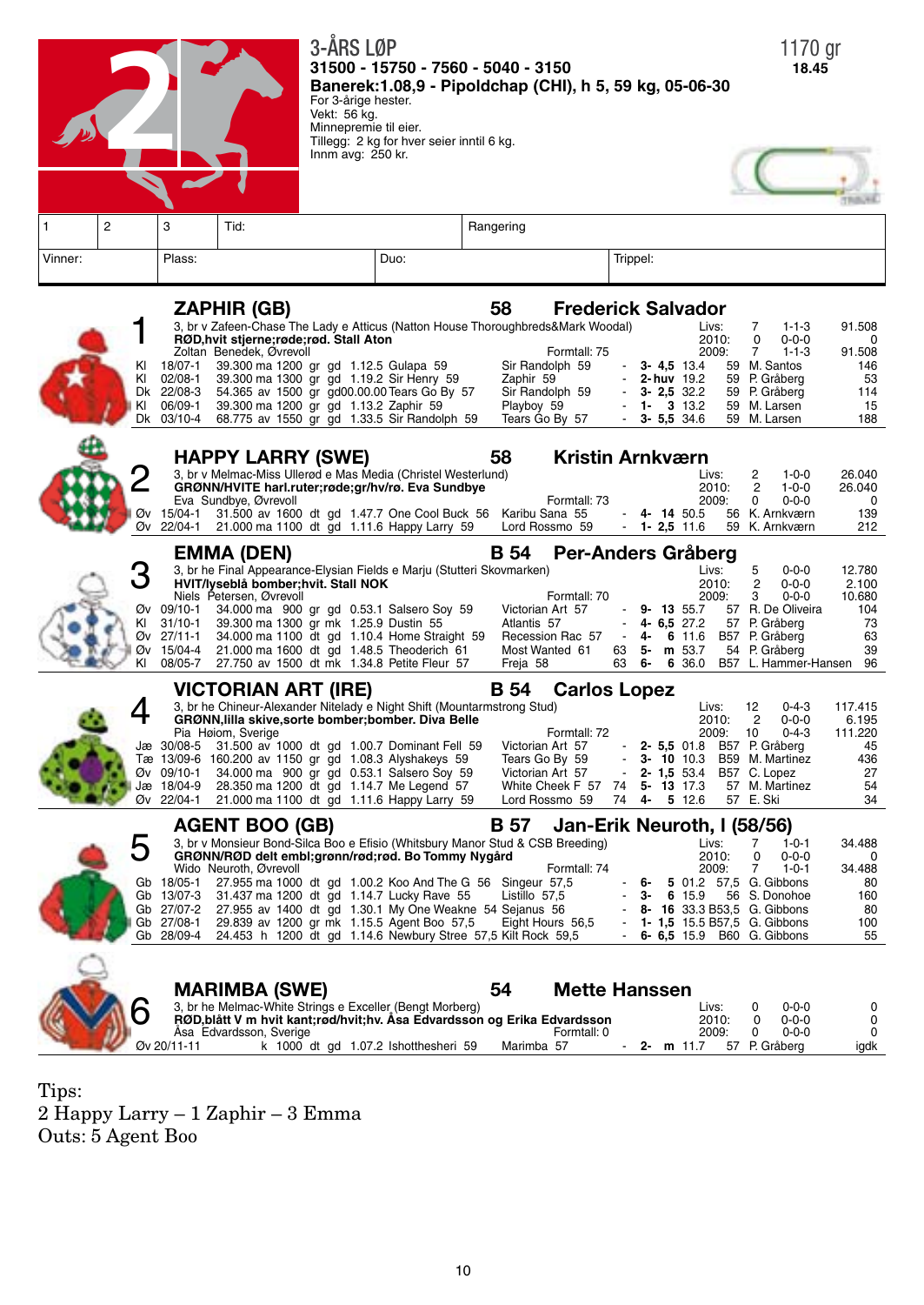# 2

## 3-ÅRS LØP

**31500 - 15750 - 7560 - 5040 - 3150**

**Banerek:1.08,9 - Pipoldchap (CHI), h 5, 59 kg, 05-06-30**

For 3-årige hester.
Vekt: 56 kg.
Minnepremie til eier.
Tillegg: 2 kg for hver seier inntil 6 kg.
Innm avg: 250 kr.

1170 gr
**18.45**

| 1 | 2 | 3 | Tid: | Rangering |
|---|---|---|---|---|
| Vinner: | | Plass: | Duo: | Trippel: |

### 1 ZAPHIR (GB) — 58 — Frederick Salvador

3, br v Zafeen-Chase The Lady e Atticus (Natton House Thoroughbreds&Mark Woodal)
**RØD,hvit stjerne;røde;rød. Stall Aton**
Zoltan Benedek, Øvrevoll — Formtall: 75

Livs: 7 1-1-3 91.508
2010: 0 0-0-0 0
2009: 7 1-1-3 91.508

| | | | | | |
|---|---|---|---|---|---|
| Kl 18/07-1 | 39.300 ma 1200 gr gd 1.12.5 Gulapa 59 | Sir Randolph 59 | - 3- 4,5 13.4 | 59 M. Santos | 146 |
| Kl 02/08-1 | 39.300 ma 1300 gr gd 1.19.2 Sir Henry 59 | Zaphir 59 | - 2- huv 19.2 | 59 P. Gråberg | 53 |
| Dk 22/08-3 | 54.365 av 1500 gr gd00.00.00 Tears Go By 57 | Sir Randolph 59 | - 3- 2,5 32.2 | 59 P. Gråberg | 114 |
| Kl 06/09-1 | 39.300 ma 1200 gr gd 1.13.2 Zaphir 59 | Playboy 59 | - 1- 3 13.2 | 59 M. Larsen | 15 |
| Dk 03/10-4 | 68.775 av 1550 gr gd 1.33.5 Sir Randolph 59 | Tears Go By 57 | - 3- 5,5 34.6 | 59 M. Larsen | 188 |

### 2 HAPPY LARRY (SWE) — 58 — Kristin Arnkværn

3, br v Melmac-Miss Ullerød e Mas Media (Christel Westerlund)
**GRØNN/HVITE harl.ruter;røde;gr/hv/rø. Eva Sundbye**
Eva Sundbye, Øvrevoll — Formtall: 73

Livs: 2 1-0-0 26.040
2010: 2 1-0-0 26.040
2009: 0 0-0-0 0

| | | | | | |
|---|---|---|---|---|---|
| Øv 15/04-1 | 31.500 ma 1600 dt gd 1.47.7 One Cool Buck 56 | Karibu Sana 55 | - 4- 14 50.5 | 56 K. Arnkværn | 139 |
| Øv 22/04-1 | 21.000 ma 1100 dt gd 1.11.6 Happy Larry 59 | Lord Rossmo 59 | - 1- 2,5 11.6 | 59 K. Arnkværn | 212 |

### 3 EMMA (DEN) — B 54 — Per-Anders Gråberg

3, br he Final Appearance-Elysian Fields e Marju (Stutteri Skovmarken)
**HVIT/lyseblå bomber;hvit. Stall NOK**
Niels Petersen, Øvrevoll — Formtall: 70

Livs: 5 0-0-0 12.780
2010: 2 0-0-0 2.100
2009: 3 0-0-0 10.680

| | | | | | |
|---|---|---|---|---|---|
| Øv 09/10-1 | 34.000 ma 900 gr gd 0.53.1 Salsero Soy 59 | Victorian Art 57 | - 9- 13 55.7 | 57 R. De Oliveira | 104 |
| Kl 31/10-1 | 39.300 ma 1300 gr mk 1.25.9 Dustin 55 | Atlantis 57 | - 4- 6,5 27.2 | 57 P. Gråberg | 73 |
| Øv 27/11-1 | 34.000 ma 1100 dt gd 1.10.4 Home Straight 59 | Recession Rac 57 | - 4- 6 11.6 | B57 P. Gråberg | 63 |
| Øv 15/04-4 | 21.000 ma 1600 dt gd 1.48.5 Theoderich 61 | Most Wanted 61 | 63 5- m 53.7 | 54 P. Gråberg | 39 |
| Kl 08/05-7 | 27.750 av 1500 dt mk 1.34.8 Petite Fleur 57 | Freja 58 | 63 6- 6 36.0 | B57 L. Hammer-Hansen | 96 |

### 4 VICTORIAN ART (IRE) — B 54 — Carlos Lopez

3, br he Chineur-Alexander Nitelady e Night Shift (Mountarmstrong Stud)
**GRØNN,lilla skive,sorte bomber;bomber. Diva Belle**
Pia Høiom, Sverige — Formtall: 72

Livs: 12 0-4-3 117.415
2010: 2 0-0-0 6.195
2009: 10 0-4-3 111.220

| | | | | | |
|---|---|---|---|---|---|
| Jæ 30/08-5 | 31.500 av 1000 dt gd 1.00.7 Dominant Fell 59 | Victorian Art 57 | - 2- 5,5 01.8 | B57 P. Gråberg | 45 |
| Tæ 13/09-6 | 160.200 av 1150 gr gd 1.08.3 Alyshakeys 59 | Tears Go By 59 | - 3- 10 10.3 | B59 M. Martinez | 436 |
| Øv 09/10-1 | 34.000 ma 900 gr gd 0.53.1 Salsero Soy 59 | Victorian Art 57 | - 2- 1,5 53.4 | B57 C. Lopez | 27 |
| Jæ 18/04-9 | 28.350 ma 1200 gr gd 1.14.7 Me Legend 57 | White Cheek F 57 | 74 5- 13 17.3 | 57 M. Martinez | 54 |
| Øv 22/04-1 | 21.000 ma 1100 dt gd 1.11.6 Happy Larry 59 | Lord Rossmo 59 | 74 4- 5 12.6 | 57 E. Ski | 34 |

### 5 AGENT BOO (GB) — B 57 — Jan-Erik Neuroth, I (58/56)

3, br v Monsieur Bond-Silca Boo e Efisio (Whitsbury Manor Stud & CSB Breeding)
**GRØNN/RØD delt embl;grønn/rød;rød. Bo Tommy Nygård**
Wido Neuroth, Øvrevoll — Formtall: 74

Livs: 7 1-0-1 34.488
2010: 0 0-0-0 0
2009: 7 1-0-1 34.488

| | | | | | |
|---|---|---|---|---|---|
| Gb 18/05-1 | 27.955 ma 1000 dt gd 1.00.2 Koo And The G 56 | Singeur 57,5 | - 6- 5 01.2 | 57,5 G. Gibbons | 80 |
| Gb 13/07-3 | 31.437 ma 1200 dt gd 1.14.7 Lucky Rave 55 | Listillo 57,5 | - 3- 6 15.9 | 56 S. Donohoe | 160 |
| Gb 27/07-2 | 27.955 av 1400 dt gd 1.30.1 My One Weakne 54 | Sejanus 56 | - 8- 16 33.3 | B53,5 G. Gibbons | 80 |
| Gb 27/08-1 | 29.839 av 1200 gr mk 1.15.5 Agent Boo 57,5 | Eight Hours 56,5 | - 1- 1,5 15.5 | B57,5 G. Gibbons | 100 |
| Gb 28/09-4 | 24.453 h 1200 dt gd 1.14.6 Newbury Stree 57,5 | Kilt Rock 59,5 | - 6- 6,5 15.9 | B60 G. Gibbons | 55 |

### 6 MARIMBA (SWE) — 54 — Mette Hanssen

3, br he Melmac-White Strings e Exceller (Bengt Morberg)
**RØD,blått V m hvit kant;rød/hvit;hv. Åsa Edvardsson og Erika Edvardsson**
Åsa Edvardsson, Sverige — Formtall: 0

Livs: 0 0-0-0 0
2010: 0 0-0-0 0
2009: 0 0-0-0 0

| | | | | | |
|---|---|---|---|---|---|
| Øv 20/11-11 | k 1000 dt gd 1.07.2 Ishotthesheri 59 | Marimba 57 | - 2- m 11.7 | 57 P. Gråberg | igdk |

Tips:
2 Happy Larry – 1 Zaphir – 3 Emma
Outs: 5 Agent Boo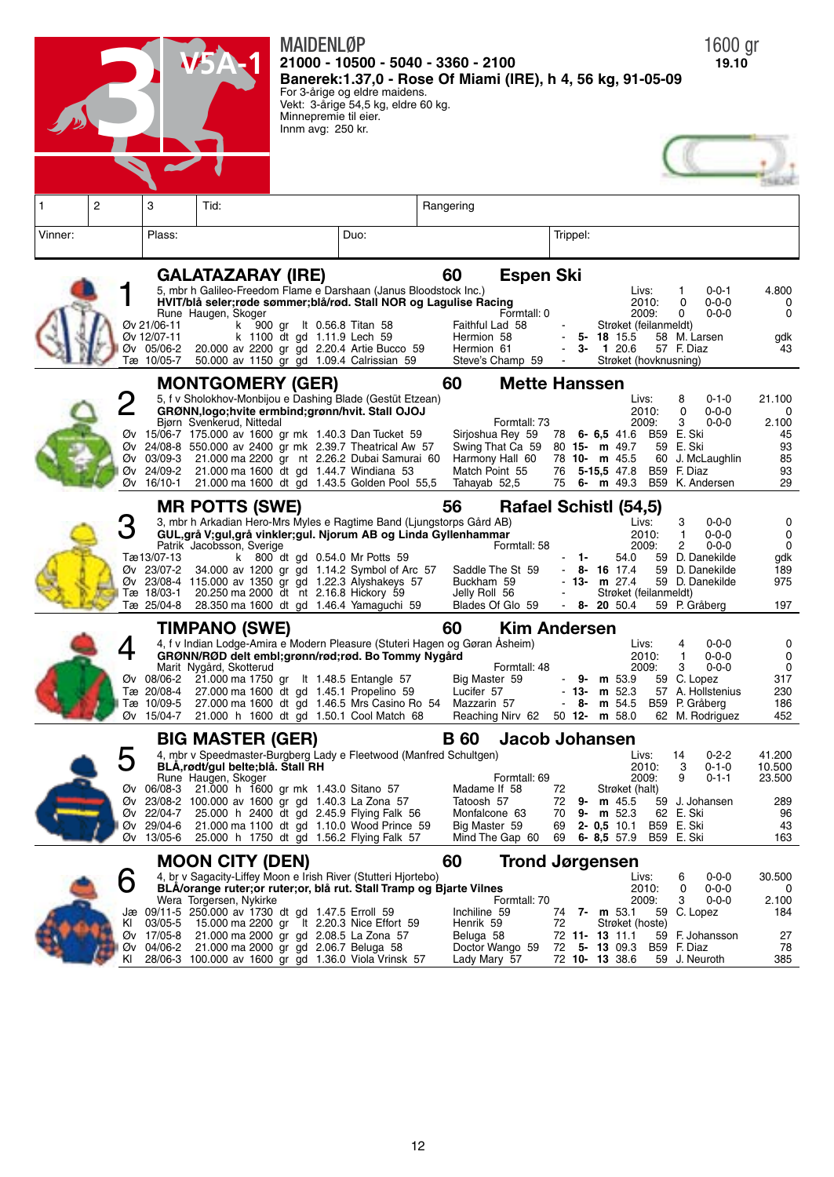# 3 V5A-1

## MAIDENLØP

**21000 - 10500 - 5040 - 3360 - 2100**

**Banerek:1.37,0 - Rose Of Miami (IRE), h 4, 56 kg, 91-05-09**

For 3-årige og eldre maidens.
Vekt: 3-årige 54,5 kg, eldre 60 kg.
Minnepremie til eier.
Innm avg: 250 kr.

1600 gr
**19.10**

| 1 | 2 | 3 | Tid: | Rangering |
|---|---|---|---|---|

| Vinner: | Plass: | Duo: | Trippel: |
|---|---|---|---|

---

### 1 GALATAZARAY (IRE) — 60 — Espen Ski

5, mbr h Galileo-Freedom Flame e Darshaan (Janus Bloodstock Inc.)
**HVIT/blå seler;røde sømmer;blå/rød. Stall NOR og Lagulise Racing**
Rune Haugen, Skoger — Formtall: 0

Livs: 1 0-0-1 4.800
2010: 0 0-0-0 0
2009: 0 0-0-0 0

```
Øv 21/06-11        k   900 gr   lt 0.56.8 Titan 58          Faithful Lad 58     -        Strøket (feilanmeldt)
Øv 12/07-11        k  1100 dt gd 1.11.9 Lech 59             Hermion 58          -  5- 18 15.5   58 M. Larsen     gdk
Øv 05/06-2  20.000 av 2200 gr gd 2.20.4 Artie Bucco 59      Hermion 61          -  3-  1 20.6   57 F. Diaz        43
Tæ 10/05-7  50.000 av 1150 gr gd 1.09.4 Calrissian 59       Steve's Champ 59    -        Strøket (hovknusning)
```

### 2 MONTGOMERY (GER) — 60 — Mette Hanssen

5, f v Sholokhov-Monbijou e Dashing Blade (Gestüt Etzean)
**GRØNN,logo;hvite ermbind;grønn/hvit. Stall OJOJ**
Bjørn Svenkerud, Nittedal — Formtall: 73

Livs: 8 0-1-0 21.100
2010: 0 0-0-0 0
2009: 3 0-0-0 2.100

```
Øv 15/06-7  175.000 av 1600 gr mk 1.40.3 Dan Tucket 59      Sirjoshua Rey 59    78  6- 6,5 41.6  B59 E. Ski       45
Øv 24/08-8  550.000 av 2400 gr mk 2.39.7 Theatrical Aw 57   Swing That Ca 59    80 15-  m 49.7    59 E. Ski       93
Øv 03/09-3   21.000 ma 2200 gr  nt 2.26.2 Dubai Samurai 60  Harmony Hall 60     78 10-  m 45.5    60 J. McLaughlin 85
Øv 24/09-2   21.000 ma 1600 dt gd 1.44.7 Windiana 53        Match Point 55      76  5-15,5 47.8  B59 F. Diaz      93
Øv 16/10-1   21.000 ma 1600 dt gd 1.43.5 Golden Pool 55,5   Tahayab 52,5        75  6-  m 49.3   B59 K. Andersen  29
```

### 3 MR POTTS (SWE) — 56 — Rafael Schistl (54,5)

3, mbr h Arkadian Hero-Mrs Myles e Ragtime Band (Ljungstorps Gård AB)
**GUL,grå V;gul,grå vinkler;gul. Njorum AB og Linda Gyllenhammar**
Patrik Jacobsson, Sverige — Formtall: 58

Livs: 3 0-0-0 0
2010: 1 0-0-0 0
2009: 2 0-0-0 0

```
Tæ13/07-13         k   800 dt gd 0.54.0 Mr Potts 59                             -  1-     54.0    59 D. Danekilde  gdk
Øv 23/07-2   34.000 av 1200 gr gd 1.14.2 Symbol of Arc 57   Saddle The St 59    -  8- 16 17.4     59 D. Danekilde  189
Øv 23/08-4  115.000 av 1350 gr gd 1.22.3 Alyshakeys 57      Buckham 59          - 13-  m 27.4     59 D. Danekilde  975
Tæ 18/03-1   20.250 ma 2000 dt  nt 2.16.8 Hickory 59        Jelly Roll 56       -        Strøket (feilanmeldt)
Tæ 25/04-8   28.350 ma 1600 dt gd 1.46.4 Yamaguchi 59       Blades Of Glo 59    -  8- 20 50.4     59 P. Gråberg    197
```

### 4 TIMPANO (SWE) — 60 — Kim Andersen

4, f v Indian Lodge-Amira e Modern Pleasure (Stuteri Hagen og Gøran Åsheim)
**GRØNN/RØD delt embl;grønn/rød;rød. Bo Tommy Nygård**
Marit Nygård, Skotterud — Formtall: 48

Livs: 4 0-0-0 0
2010: 1 0-0-0 0
2009: 3 0-0-0 0

```
Øv 08/06-2   21.000 ma 1750 gr  lt 1.48.5 Entangle 57       Big Master 59       -  9-  m 53.9    59 C. Lopez      317
Tæ 20/08-4   27.000 ma 1600 dt gd 1.45.1 Propelino 59       Lucifer 57          - 13-  m 52.3    57 A. Hollstenius 230
Tæ 10/09-5   27.000 ma 1600 dt gd 1.46.5 Mrs Casino Ro 54   Mazzarin 57         -  8-  m 54.5   B59 P. Gråberg    186
Øv 15/04-7   21.000  h 1600 dt gd 1.50.1 Cool Match 68      Reaching Nirv 62    50 12-  m 58.0    62 M. Rodriguez  452
```

### 5 BIG MASTER (GER) — B 60 — Jacob Johansen

4, mbr v Speedmaster-Burgberg Lady e Fleetwood (Manfred Schultgen)
**BLÅ,rødt/gul belte;blå. Stall RH**
Rune Haugen, Skoger — Formtall: 69

Livs: 14 0-2-2 41.200
2010: 3 0-1-0 10.500
2009: 9 0-1-1 23.500

```
Øv 06/08-3   21.000  h 1600 gr mk 1.43.0 Sitano 57          Madame If 58        72       Strøket (halt)
Øv 23/08-2  100.000 av 1600 gr gd 1.40.3 La Zona 57         Tatoosh 57          72  9-  m 45.5    59 J. Johansen   289
Øv 22/04-7   25.000  h 2400 gr gd 2.45.9 Flying Falk 56     Monfalcone 63       70  9-  m 52.3    62 E. Ski         96
Øv 29/04-6   21.000 ma 1100 dt gd 1.10.0 Wood Prince 59     Big Master 59       69  2- 0,5 10.1  B59 E. Ski         43
Øv 13/05-6   25.000  h 1750 dt gd 1.56.2 Flying Falk 57     Mind The Gap 60     69  6- 8,5 57.9  B59 E. Ski        163
```

### 6 MOON CITY (DEN) — 60 — Trond Jørgensen

4, br v Sagacity-Liffey Moon e Irish River (Stutteri Hjortebo)
**BLÅ/orange ruter;or ruter;or, blå rut. Stall Tramp og Bjarte Vilnes**
Wera Torgersen, Nykirke — Formtall: 70

Livs: 6 0-0-0 30.500
2010: 0 0-0-0 0
2009: 3 0-0-0 2.100

```
Jæ 09/11-5  250.000 av 1730 dt gd 1.47.5 Erroll 59          Inchiline 59        74  7-  m 53.1    59 C. Lopez      184
Kl 03/05-5   15.000 ma 2200 gr  lt 2.20.3 Nice Effort 59    Henrik 59           72       Strøket (hoste)
Øv 17/05-8   21.000 ma 2000 gr gd 2.08.5 La Zona 57         Beluga 58           72 11- 13 11.1    59 F. Johansson   27
Øv 04/06-2   21.000 ma 2000 gr gd 2.06.7 Beluga 58          Doctor Wango 59     72  5- 13 09.3   B59 F. Diaz        78
Kl 28/06-3  100.000 av 1600 gr gd 1.36.0 Viola Vrinsk 57    Lady Mary 57        72 10- 13 38.6    59 J. Neuroth    385
```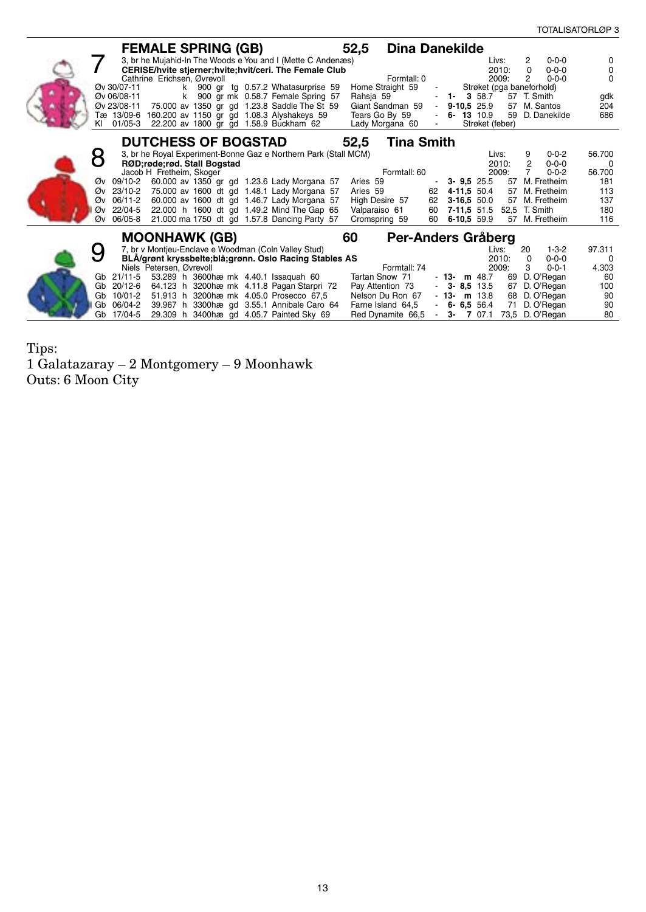## 7 FEMALE SPRING (GB) — 52,5 — Dina Danekilde

3, br he Mujahid-In The Woods e You and I (Mette C Andenæs)
**CERISE/hvite stjerner;hvite;hvit/ceri. The Female Club**
Cathrine Erichsen, Øvrevoll — Formtall: 0

| | Starter | Resultat | Premie |
|---|---|---|---|
| Livs: | 2 | 0-0-0 | 0 |
| 2010: | 0 | 0-0-0 | 0 |
| 2009: | 2 | 0-0-0 | 0 |

| Bane | Dato | Premie | Distanse | Tid | Vinner | 2. plass | | Plass | | Odds | Vekt | Rytter | |
|---|---|---|---|---|---|---|---|---|---|---|---|---|---|
| Øv | 30/07-11 | k | 900 gr tg | 0.57.2 | Whatasurprise 59 | Home Straight 59 | - | Strøket (pga baneforhold) | | | | | |
| Øv | 06/08-11 | k | 900 gr mk | 0.58.7 | Female Spring 57 | Rahsja 59 | - | 1- | 3 | 58.7 | 57 | T. Smith | gdk |
| Øv | 23/08-11 | 75.000 av | 1350 gr gd | 1.23.8 | Saddle The St 59 | Giant Sandman 59 | - | 9-10,5 | | 25.9 | 57 | M. Santos | 204 |
| Tæ | 13/09-6 | 160.200 av | 1150 gr gd | 1.08.3 | Alyshakeys 59 | Tears Go By 59 | - | 6- | 13 | 10.9 | 59 | D. Danekilde | 686 |
| Kl | 01/05-3 | 22.200 av | 1800 gr gd | 1.58.9 | Buckham 62 | Lady Morgana 60 | - | Strøket (feber) | | | | | |

## 8 DUTCHESS OF BOGSTAD — 52,5 — Tina Smith

3, br he Royal Experiment-Bonne Gaz e Northern Park (Stall MCM)
**RØD;røde;rød. Stall Bogstad**
Jacob H Fretheim, Skoger — Formtall: 60

| | Starter | Resultat | Premie |
|---|---|---|---|
| Livs: | 9 | 0-0-2 | 56.700 |
| 2010: | 2 | 0-0-0 | 0 |
| 2009: | 7 | 0-0-2 | 56.700 |

| Bane | Dato | Premie | Distanse | Tid | Vinner | 2. plass | | Plass | Odds | Vekt | Rytter | |
|---|---|---|---|---|---|---|---|---|---|---|---|---|
| Øv | 09/10-2 | 60.000 av | 1350 gr gd | 1.23.6 | Lady Morgana 57 | Aries 59 | - | 3- 9,5 | 25.5 | 57 | M. Fretheim | 181 |
| Øv | 23/10-2 | 75.000 av | 1600 dt gd | 1.48.1 | Lady Morgana 57 | Aries 59 | 62 | 4-11,5 | 50.4 | 57 | M. Fretheim | 113 |
| Øv | 06/11-2 | 60.000 av | 1600 dt gd | 1.46.7 | Lady Morgana 57 | High Desire 57 | 62 | 3-16,5 | 50.0 | 57 | M. Fretheim | 137 |
| Øv | 22/04-5 | 22.000 h | 1600 dt gd | 1.49.2 | Mind The Gap 65 | Valparaiso 61 | 60 | 7-11,5 | 51.5 | 52,5 | T. Smith | 180 |
| Øv | 06/05-8 | 21.000 ma | 1750 dt gd | 1.57.8 | Dancing Party 57 | Cromspring 59 | 60 | 6-10,5 | 59.9 | 57 | M. Fretheim | 116 |

## 9 MOONHAWK (GB) — 60 — Per-Anders Gråberg

7, br v Montjeu-Enclave e Woodman (Coln Valley Stud)
**BLÅ/grønt kryssbelte;blå;grønn. Oslo Racing Stables AS**
Niels Petersen, Øvrevoll — Formtall: 74

| | Starter | Resultat | Premie |
|---|---|---|---|
| Livs: | 20 | 1-3-2 | 97.311 |
| 2010: | 0 | 0-0-0 | 0 |
| 2009: | 3 | 0-0-1 | 4.303 |

| Bane | Dato | Premie | Distanse | Tid | Vinner | 2. plass | | Plass | Odds | Vekt | Rytter | |
|---|---|---|---|---|---|---|---|---|---|---|---|---|
| Gb | 21/11-5 | 53.289 h | 3600hæ mk | 4.40.1 | Issaquah 60 | Tartan Snow 71 | - | 13- m | 48.7 | 69 | D. O'Regan | 60 |
| Gb | 20/12-6 | 64.123 h | 3200hæ mk | 4.11.8 | Pagan Starpri 72 | Pay Attention 73 | - | 3- 8,5 | 13.5 | 67 | D. O'Regan | 100 |
| Gb | 10/01-2 | 51.913 h | 3200hæ mk | 4.05.0 | Prosecco 67,5 | Nelson Du Ron 67 | - | 13- m | 13.8 | 68 | D. O'Regan | 90 |
| Gb | 06/04-2 | 39.967 h | 3300hæ gd | 3.55.1 | Annibale Caro 64 | Farne Island 64,5 | - | 6- 6,5 | 56.4 | 71 | D. O'Regan | 90 |
| Gb | 17/04-5 | 29.309 h | 3400hæ gd | 4.05.7 | Painted Sky 69 | Red Dynamite 66,5 | - | 3- 7 | 07.1 | 73,5 | D. O'Regan | 80 |

Tips:
1 Galatazaray – 2 Montgomery – 9 Moonhawk
Outs: 6 Moon City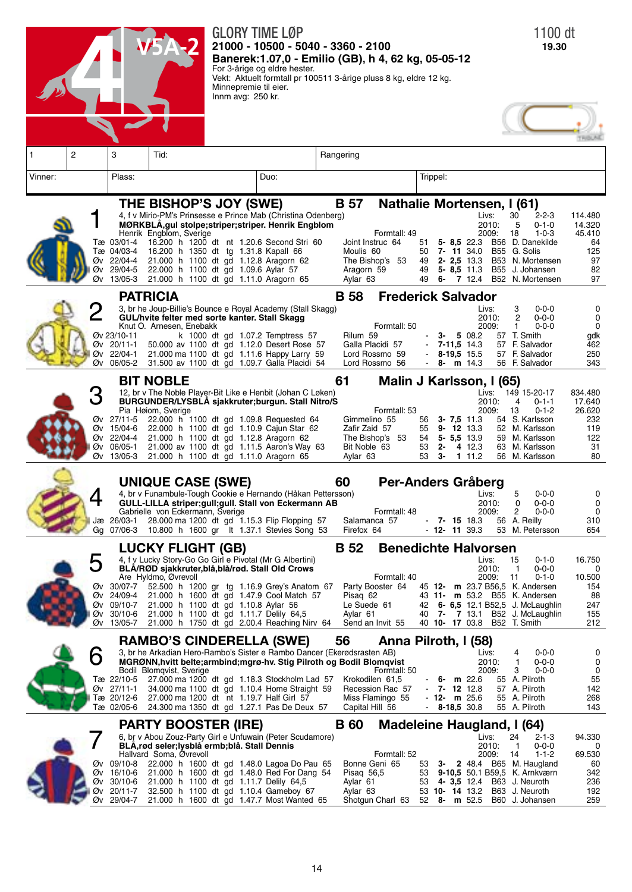# 4 V5A-2

## GLORY TIME LØP

**21000 - 10500 - 5040 - 3360 - 2100**

**Banerek:1.07,0 - Emilio (GB), h 4, 62 kg, 05-05-12**

For 3-årige og eldre hester.
Vekt: Aktuelt formtall pr 100511 3-årige pluss 8 kg, eldre 12 kg.
Minnepremie til eier.
Innm avg: 250 kr.

1100 dt
**19.30**

| 1 | 2 | 3 | Tid: | Rangering |
|---|---|---|---|---|
| Vinner: | Plass: | Duo: | Trippel: | |

---

### 1 THE BISHOP'S JOY (SWE) — B 57 — Nathalie Mortensen, I (61)

4, f v Mirio-PM's Prinsesse e Prince Mab (Christina Odenberg)
**MØRKBLÅ,gul stolpe;striper;striper. Henrik Engblom**
Henrik Engblom, Sverige — Formtall: 49

| | Starter | Resultat | Premie |
|---|---|---|---|
| Livs: | 30 | 2-2-3 | 114.480 |
| 2010: | 5 | 0-1-0 | 14.320 |
| 2009: | 18 | 1-0-3 | 45.410 |

| | Dato | Premie | Type | Dist | Bane | Tid | Vinner | Nr 2 | | Plass | Odds | Tid | Vekt | Rytter | |
|---|---|---|---|---|---|---|---|---|---|---|---|---|---|---|---|
| Tæ | 03/01-4 | 16.200 h | 1200 dt | nt | 1.20.6 | Second Stri 60 | Joint Instruc 64 | 51 | **5- 8,5** | 22.3 | B56 | D. Danekilde | 64 |
| Tæ | 04/03-4 | 16.200 h | 1350 dt | tg | 1.31.8 | Kapall 66 | Moulis 60 | 50 | **7- 11** | 34.0 | B55 | G. Solis | 125 |
| Øv | 22/04-4 | 21.000 h | 1100 dt | gd | 1.12.8 | Aragorn 62 | The Bishop's 53 | 49 | **2- 2,5** | 13.3 | B53 | N. Mortensen | 97 |
| Øv | 29/04-5 | 22.000 h | 1100 dt | gd | 1.09.6 | Aylar 57 | Aragorn 59 | 49 | **5- 8,5** | 11.3 | B55 | J. Johansen | 82 |
| Øv | 13/05-3 | 21.000 h | 1100 dt | gd | 1.11.0 | Aragorn 65 | Aylar 63 | 49 | **6- 7** | 12.4 | B52 | N. Mortensen | 97 |

### 2 PATRICIA — B 58 — Frederick Salvador

3, br he Joup-Billie's Bounce e Royal Academy (Stall Skagg)
**GUL/hvite felter med sorte kanter. Stall Skagg**
Knut O. Arnesen, Enebakk — Formtall: 50

| | Starter | Resultat | Premie |
|---|---|---|---|
| Livs: | 3 | 0-0-0 | 0 |
| 2010: | 2 | 0-0-0 | 0 |
| 2009: | 1 | 0-0-0 | 0 |

| | Dato | Premie | Type | Dist | Bane | Tid | Vinner | Nr 2 | | Plass | Odds | Tid | Vekt | Rytter | |
|---|---|---|---|---|---|---|---|---|---|---|---|---|---|---|---|
| Øv | 23/10-11 | k | 1000 dt | gd | 1.07.2 | Temptress 57 | Rilum 59 | - | **3- 5** | 08.2 | 57 | T. Smith | gdk |
| Øv | 20/11-1 | 50.000 av | 1100 dt | gd | 1.12.0 | Desert Rose 57 | Galla Placidi 57 | - | **7-11,5** | 14.3 | 57 | F. Salvador | 462 |
| Øv | 22/04-1 | 21.000 ma | 1100 dt | gd | 1.11.6 | Happy Larry 59 | Lord Rossmo 59 | - | **8-19,5** | 15.5 | 57 | F. Salvador | 250 |
| Øv | 06/05-2 | 31.500 av | 1100 dt | gd | 1.09.7 | Galla Placidi 54 | Lord Rossmo 56 | - | **8- m** | 14.3 | 56 | F. Salvador | 343 |

### 3 BIT NOBLE — 61 — Malin J Karlsson, I (65)

12, br v The Noble Player-Bit Like e Henbit (Johan C Løken)
**BURGUNDER/LYSBLÅ sjakkruter;burgun. Stall Nitro/S**
Pia Høiom, Sverige — Formtall: 53

| | Starter | Resultat | Premie |
|---|---|---|---|
| Livs: | 149 | 15-20-17 | 834.480 |
| 2010: | 4 | 0-1-1 | 17.640 |
| 2009: | 13 | 0-1-2 | 26.620 |

| | Dato | Premie | Type | Dist | Bane | Tid | Vinner | Nr 2 | | Plass | Odds | Tid | Vekt | Rytter | |
|---|---|---|---|---|---|---|---|---|---|---|---|---|---|---|---|
| Øv | 27/11-5 | 22.000 h | 1100 dt | gd | 1.09.8 | Requested 64 | Gimmelino 55 | 56 | **3- 7,5** | 11.3 | 54 | S. Karlsson | 232 |
| Øv | 15/04-6 | 22.000 h | 1100 dt | gd | 1.10.9 | Cajun Star 62 | Zafir Zaid 57 | 55 | **9- 12** | 13.3 | 52 | M. Karlsson | 119 |
| Øv | 22/04-4 | 21.000 h | 1100 dt | gd | 1.12.8 | Aragorn 62 | The Bishop's 53 | 54 | **5- 5,5** | 13.9 | 59 | M. Karlsson | 122 |
| Øv | 06/05-1 | 21.000 av | 1100 dt | gd | 1.11.5 | Aaron's Way 63 | Bit Noble 63 | 53 | **2- 4** | 12.3 | 63 | M. Karlsson | 31 |
| Øv | 13/05-3 | 21.000 h | 1100 dt | gd | 1.11.0 | Aragorn 65 | Aylar 63 | 53 | **3- 1** | 11.2 | 56 | M. Karlsson | 80 |

### 4 UNIQUE CASE (SWE) — 60 — Per-Anders Gråberg

4, br v Funambule-Tough Cookie e Hernando (Håkan Pettersson)
**GULL-LILLA striper;gull;gull. Stall von Eckermann AB**
Gabrielle von Eckermann, Sverige — Formtall: 48

| | Starter | Resultat | Premie |
|---|---|---|---|
| Livs: | 5 | 0-0-0 | 0 |
| 2010: | 0 | 0-0-0 | 0 |
| 2009: | 2 | 0-0-0 | 0 |

| | Dato | Premie | Type | Dist | Bane | Tid | Vinner | Nr 2 | | Plass | Odds | Tid | Vekt | Rytter | |
|---|---|---|---|---|---|---|---|---|---|---|---|---|---|---|---|
| Jæ | 26/03-1 | 28.000 ma | 1200 dt | gd | 1.15.3 | Flip Flopping 57 | Salamanca 57 | - | **7- 15** | 18.3 | 56 | A. Reilly | 310 |
| Gg | 07/06-3 | 10.800 h | 1600 gr | lt | 1.37.1 | Stevies Song 53 | Firefox 64 | - | **12- 11** | 39.3 | 53 | M. Petersson | 654 |

### 5 LUCKY FLIGHT (GB) — B 52 — Benedichte Halvorsen

4, f v Lucky Story-Go Go Girl e Pivotal (Mr G Albertini)
**BLÅ/RØD sjakkruter,blå,blå/rød. Stall Old Crows**
Are Hyldmo, Øvrevoll — Formtall: 40

| | Starter | Resultat | Premie |
|---|---|---|---|
| Livs: | 15 | 0-1-0 | 16.750 |
| 2010: | 1 | 0-0-0 | 0 |
| 2009: | 11 | 0-1-0 | 10.500 |

| | Dato | Premie | Type | Dist | Bane | Tid | Vinner | Nr 2 | | Plass | Odds | Tid | Vekt | Rytter | |
|---|---|---|---|---|---|---|---|---|---|---|---|---|---|---|---|
| Øv | 30/07-7 | 52.500 h | 1200 gr | tg | 1.16.9 | Grey's Anatom 67 | Party Booster 64 | 45 | **12- m** | 23.7 | B56,5 | K. Andersen | 154 |
| Øv | 24/09-4 | 21.000 h | 1600 dt | gd | 1.47.9 | Cool Match 57 | Pisaq 62 | 43 | **11- m** | 53.2 | B55 | K. Andersen | 88 |
| Øv | 09/10-7 | 21.000 h | 1100 dt | gd | 1.10.8 | Aylar 56 | Le Suede 61 | 42 | **6- 6,5** | 12.1 | B52,5 | J. McLaughlin | 247 |
| Øv | 30/10-6 | 21.000 h | 1100 dt | gd | 1.11.7 | Delily 64,5 | Aylar 61 | 40 | **7- 7** | 13.1 | B52 | J. McLaughlin | 155 |
| Øv | 13/05-7 | 21.000 h | 1750 dt | gd | 2.00.4 | Reaching Nirv 64 | Send an Invit 55 | 40 | **10- 17** | 03.8 | B52 | T. Smith | 212 |

### 6 RAMBO'S CINDERELLA (SWE) — 56 — Anna Pilroth, I (58)

3, br he Arkadian Hero-Rambo's Sister e Rambo Dancer (Ekerødsrasten AB)
**MGRØNN,hvitt belte;armbind;mgrø-hv. Stig Pilroth og Bodil Blomqvist**
Bodil Blomqvist, Sverige — Formtall: 50

| | Starter | Resultat | Premie |
|---|---|---|---|
| Livs: | 4 | 0-0-0 | 0 |
| 2010: | 1 | 0-0-0 | 0 |
| 2009: | 3 | 0-0-0 | 0 |

| | Dato | Premie | Type | Dist | Bane | Tid | Vinner | Nr 2 | | Plass | Odds | Tid | Vekt | Rytter | |
|---|---|---|---|---|---|---|---|---|---|---|---|---|---|---|---|
| Tæ | 22/10-5 | 27.000 ma | 1200 dt | gd | 1.18.3 | Stockholm Lad 57 | Krokodilen 61,5 | - | **6- m** | 22.6 | 55 | A. Pilroth | 55 |
| Øv | 27/11-1 | 34.000 ma | 1100 dt | gd | 1.10.4 | Home Straight 59 | Recession Rac 57 | - | **7- 12** | 12.8 | 57 | A. Pilroth | 142 |
| Tæ | 20/12-6 | 27.000 ma | 1200 dt | nt | 1.19.7 | Half Girl 57 | Miss Flamingo 55 | - | **12- m** | 25.6 | 55 | A. Pilroth | 268 |
| Tæ | 02/05-6 | 24.300 ma | 1350 dt | gd | 1.27.1 | Pas De Deux 57 | Capital Hill 56 | - | **8-18,5** | 30.8 | 55 | A. Pilroth | 143 |

### 7 PARTY BOOSTER (IRE) — B 60 — Madeleine Haugland, I (64)

6, br v Abou Zouz-Party Girl e Unfuwain (Peter Scudamore)
**BLÅ,rød seler;lysblå ermb;blå. Stall Dennis**
Hallvard Soma, Øvrevoll — Formtall: 52

| | Starter | Resultat | Premie |
|---|---|---|---|
| Livs: | 24 | 2-1-3 | 94.330 |
| 2010: | 1 | 0-0-0 | 0 |
| 2009: | 14 | 1-1-2 | 69.530 |

| | Dato | Premie | Type | Dist | Bane | Tid | Vinner | Nr 2 | | Plass | Odds | Tid | Vekt | Rytter | |
|---|---|---|---|---|---|---|---|---|---|---|---|---|---|---|---|
| Øv | 09/10-8 | 22.000 h | 1600 dt | gd | 1.48.0 | Lagoa Do Pau 65 | Bonne Geni 65 | 53 | **3- 2** | 48.4 | B65 | M. Haugland | 60 |
| Øv | 16/10-6 | 21.000 h | 1600 dt | gd | 1.48.0 | Red For Dang 54 | Pisaq 56,5 | 53 | **9-10,5** | 50.1 | B59,5 | K. Arnkværn | 342 |
| Øv | 30/10-6 | 21.000 h | 1100 dt | gd | 1.11.7 | Delily 64,5 | Aylar 61 | 53 | **4- 3,5** | 12.4 | B63 | J. Neuroth | 236 |
| Øv | 20/11-7 | 32.500 h | 1100 dt | gd | 1.10.4 | Gameboy 67 | Aylar 63 | 53 | **10- 14** | 13.2 | B63 | J. Neuroth | 192 |
| Øv | 29/04-7 | 21.000 h | 1600 dt | gd | 1.47.7 | Most Wanted 65 | Shotgun Charl 63 | 52 | **8- m** | 52.5 | B60 | J. Johansen | 259 |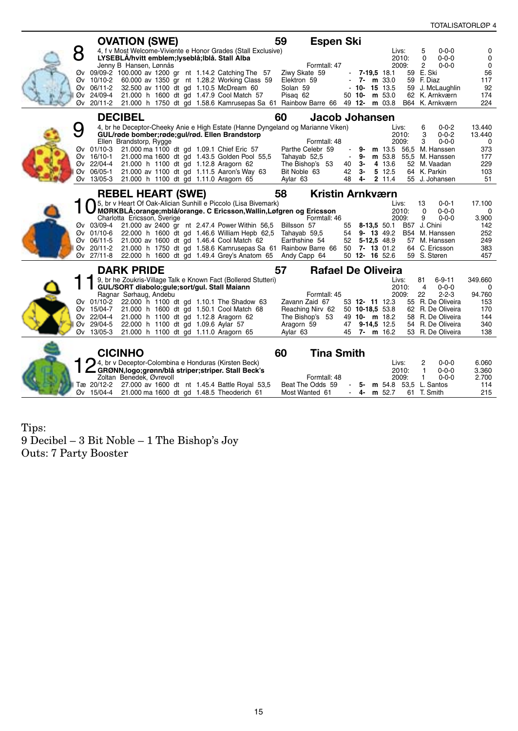## 8 OVATION (SWE) — 59 — Espen Ski

4, f v Most Welcome-Viviente e Honor Grades (Stall Exclusive)
**LYSEBLÅ/hvitt emblem;lyseblå;lblå. Stall Alba**
Jenny B Hansen, Lønnås — Formtall: 47

| | Starts | Record | Earnings |
|---|---|---|---|
| Livs: | 5 | 0-0-0 | 0 |
| 2010: | 0 | 0-0-0 | 0 |
| 2009: | 2 | 0-0-0 | 0 |

| | Date | Race | | | | Time | Winner | | Second | | | | | | Wt | Jockey | |
|---|---|---|---|---|---|---|---|---|---|---|---|---|---|---|---|---|---|
| Øv | 09/09-2 | 100.000 av | 1200 | gr | nt | 1.14.2 | Catching The | 57 | Ziwy Skate 59 | - | 7-19,5 | | 18.1 | | 59 | E. Ski | 56 |
| Øv | 10/10-2 | 60.000 av | 1350 | gr | nt | 1.28.2 | Working Class | 59 | Elektron 59 | - | 7- | m | 33.0 | | 59 | F. Diaz | 117 |
| Øv | 06/11-2 | 32.500 av | 1100 | dt | gd | 1.10.5 | McDream | 60 | Solan 59 | - | 10- | 15 | 13.5 | | 59 | J. McLaughlin | 92 |
| Øv | 24/09-4 | 21.000 h | 1600 | dt | gd | 1.47.9 | Cool Match | 57 | Pisaq 62 | 50 | 10- | m | 53.0 | | 62 | K. Arnkværn | 174 |
| Øv | 20/11-2 | 21.000 h | 1750 | dt | gd | 1.58.6 | Kamrusepas Sa | 61 | Rainbow Barre 66 | 49 | 12- | m | 03.8 | B | 64 | K. Arnkværn | 224 |

## 9 DECIBEL — 60 — Jacob Johansen

4, br he Deceptor-Cheeky Anie e High Estate (Hanne Dyngeland og Marianne Viken)
**GUL/røde bomber;røde;gul/rød. Ellen Brandstorp**
Ellen Brandstorp, Rygge — Formtall: 48

| | Starts | Record | Earnings |
|---|---|---|---|
| Livs: | 6 | 0-0-2 | 13.440 |
| 2010: | 3 | 0-0-2 | 13.440 |
| 2009: | 3 | 0-0-0 | 0 |

| | Date | Race | | | | Time | Winner | | Second | | | | | | Wt | Jockey | |
|---|---|---|---|---|---|---|---|---|---|---|---|---|---|---|---|---|---|
| Øv | 01/10-3 | 21.000 ma | 1100 | dt | gd | 1.09.1 | Chief Eric | 57 | Parthe Celebr 59 | - | 9- | m | 13.5 | | 56,5 | M. Hanssen | 373 |
| Øv | 16/10-1 | 21.000 ma | 1600 | dt | gd | 1.43.5 | Golden Pool | 55,5 | Tahayab 52,5 | - | 9- | m | 53.8 | | 55,5 | M. Hanssen | 177 |
| Øv | 22/04-4 | 21.000 h | 1100 | dt | gd | 1.12.8 | Aragorn | 62 | The Bishop's 53 | 40 | 3- | 4 | 13.6 | | 52 | M. Vaadan | 229 |
| Øv | 06/05-1 | 21.000 av | 1100 | dt | gd | 1.11.5 | Aaron's Way | 63 | Bit Noble 63 | 42 | 3- | 5 | 12.5 | | 64 | K. Parkin | 103 |
| Øv | 13/05-3 | 21.000 h | 1100 | dt | gd | 1.11.0 | Aragorn | 65 | Aylar 63 | 48 | 4- | 2 | 11.4 | | 55 | J. Johansen | 51 |

## 10 REBEL HEART (SWE) — 58 — Kristin Arnkværn

5, br v Heart Of Oak-Alician Sunhill e Piccolo (Lisa Bivemark)
**MØRKBLÅ;orange;mblå/orange. C Ericsson,Wallin,Løfgren og Ericsson**
Charlotta Ericsson, Sverige — Formtall: 46

| | Starts | Record | Earnings |
|---|---|---|---|
| Livs: | 13 | 0-0-1 | 17.100 |
| 2010: | 0 | 0-0-0 | 0 |
| 2009: | 9 | 0-0-0 | 3.900 |

| | Date | Race | | | | Time | Winner | | Second | | | | | | Wt | Jockey | |
|---|---|---|---|---|---|---|---|---|---|---|---|---|---|---|---|---|---|
| Øv | 03/09-4 | 21.000 av | 2400 | gr | nt | 2.47.4 | Power Within | 56,5 | Billsson 57 | 55 | 8-13,5 | | 50.1 | B | 57 | J. Chini | 142 |
| Øv | 01/10-6 | 22.000 h | 1600 | dt | gd | 1.46.6 | William Hepb | 62,5 | Tahayab 59,5 | 54 | 9- | 13 | 49.2 | B | 54 | M. Hanssen | 252 |
| Øv | 06/11-5 | 21.000 av | 1600 | dt | gd | 1.46.4 | Cool Match | 62 | Earthshine 54 | 52 | 5-12,5 | | 48.9 | | 57 | M. Hanssen | 249 |
| Øv | 20/11-2 | 21.000 h | 1750 | dt | gd | 1.58.6 | Kamrusepas Sa | 61 | Rainbow Barre 66 | 50 | 7- | 13 | 01.2 | | 64 | C. Ericsson | 383 |
| Øv | 27/11-8 | 22.000 h | 1600 | dt | gd | 1.49.4 | Grey's Anatom | 65 | Andy Capp 64 | 50 | 12- | 16 | 52.6 | | 59 | S. Støren | 457 |

## 11 DARK PRIDE — 57 — Rafael De Oliveira

9, br he Zoukris-Village Talk e Known Fact (Bollerød Stutteri)
**GUL/SORT diabolo;gule;sort/gul. Stall Maiann**
Ragnar Sørhaug, Andebu — Formtall: 45

| | Starts | Record | Earnings |
|---|---|---|---|
| Livs: | 81 | 6-9-11 | 349.660 |
| 2010: | 4 | 0-0-0 | 0 |
| 2009: | 22 | 2-2-3 | 94.760 |

| | Date | Race | | | | Time | Winner | | Second | | | | | | Wt | Jockey | |
|---|---|---|---|---|---|---|---|---|---|---|---|---|---|---|---|---|---|
| Øv | 01/10-2 | 22.000 h | 1100 | dt | gd | 1.10.1 | The Shadow | 63 | Zavann Zaid 67 | 53 | 12- | 11 | 12.3 | | 55 | R. De Oliveira | 153 |
| Øv | 15/04-7 | 21.000 h | 1600 | dt | gd | 1.50.1 | Cool Match | 68 | Reaching Nirv 62 | 50 | 10-18,5 | | 53.8 | | 62 | R. De Oliveira | 170 |
| Øv | 22/04-4 | 21.000 h | 1100 | dt | gd | 1.12.8 | Aragorn | 62 | The Bishop's 53 | 49 | 10- | m | 18.2 | | 58 | R. De Oliveira | 144 |
| Øv | 29/04-5 | 22.000 h | 1100 | dt | gd | 1.09.6 | Aylar | 57 | Aragorn 59 | 47 | 9-14,5 | | 12.5 | | 54 | R. De Oliveira | 340 |
| Øv | 13/05-3 | 21.000 h | 1100 | dt | gd | 1.11.0 | Aragorn | 65 | Aylar 63 | 45 | 7- | m | 16.2 | | 53 | R. De Oliveira | 138 |

## 12 CICINHO — 60 — Tina Smith

4, br v Deceptor-Colombina e Honduras (Kirsten Beck)
**GRØNN,logo;grønn/blå striper;striper. Stall Beck's**
Zoltan Benedek, Øvrevoll — Formtall: 48

| | Starts | Record | Earnings |
|---|---|---|---|
| Livs: | 2 | 0-0-0 | 6.060 |
| 2010: | 1 | 0-0-0 | 3.360 |
| 2009: | 1 | 0-0-0 | 2.700 |

| | Date | Race | | | | Time | Winner | | Second | | | | | | Wt | Jockey | |
|---|---|---|---|---|---|---|---|---|---|---|---|---|---|---|---|---|---|
| Tæ | 20/12-2 | 27.000 av | 1600 | dt | nt | 1.45.4 | Battle Royal | 53,5 | Beat The Odds 59 | - | 5- | m | 54.8 | | 53,5 | L. Santos | 114 |
| Øv | 15/04-4 | 21.000 ma | 1600 | dt | gd | 1.48.5 | Theoderich | 61 | Most Wanted 61 | - | 4- | m | 52.7 | | 61 | T. Smith | 215 |

Tips:
9 Decibel – 3 Bit Noble – 1 The Bishop's Joy
Outs: 7 Party Booster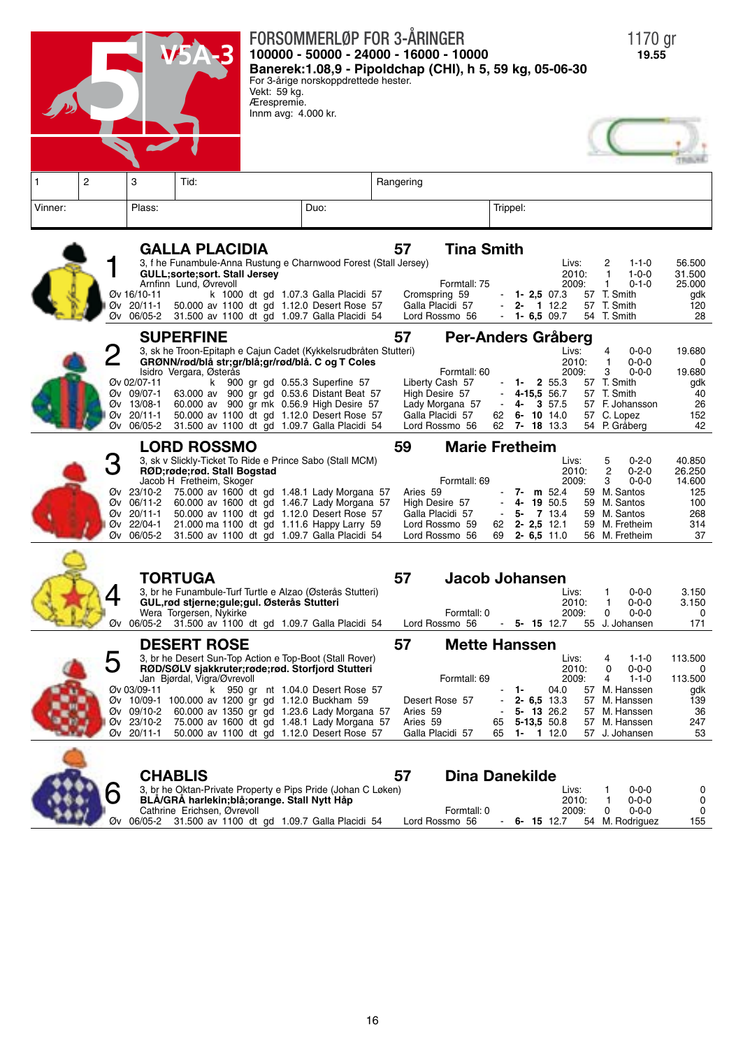# 5 V5A-3

## FORSOMMERLØP FOR 3-ÅRINGER

**100000 - 50000 - 24000 - 16000 - 10000**

**Banerek:1.08,9 - Pipoldchap (CHI), h 5, 59 kg, 05-06-30**

For 3-årige norskoppdrettede hester.
Vekt: 59 kg.
Ærespremie.
Innm avg: 4.000 kr.

1170 gr
**19.55**

| 1 | 2 | 3 | Tid: | Rangering |
|---|---|---|---|---|

| Vinner: | Plass: | Duo: | Trippel: |
|---|---|---|---|

---

### 1 GALLA PLACIDIA — 57 — Tina Smith

3, f he Funambule-Anna Rustung e Charnwood Forest (Stall Jersey)
**GULL;sorte;sort. Stall Jersey**
Arnfinn Lund, Øvrevoll

Formtall: 75

| | Starter | Plasser | Premier |
|---|---|---|---|
| Livs: | 2 | 1-1-0 | 56.500 |
| 2010: | 1 | 1-0-0 | 31.500 |
| 2009: | 1 | 0-1-0 | 25.000 |

| Bane | Dato | Løp | Distanse | Underlag | Tid | Vinner | Vekt | Nr. 2 | Vekt | Formtall | Plass | Odds | Tid | Vekt | Rytter | Odds |
|---|---|---|---|---|---|---|---|---|---|---|---|---|---|---|---|---|
| Øv | 16/10-11 | k | 1000 dt | gd | 1.07.3 | Galla Placidi | 57 | Cromspring | 59 | - | 1- | 2,5 | 07.3 | 57 | T. Smith | gdk |
| Øv | 20/11-1 | 50.000 av | 1100 dt | gd | 1.12.0 | Desert Rose | 57 | Galla Placidi | 57 | - | 2- | 1 | 12.2 | 57 | T. Smith | 120 |
| Øv | 06/05-2 | 31.500 av | 1100 dt | gd | 1.09.7 | Galla Placidi | 54 | Lord Rossmo | 56 | - | 1- | 6,5 | 09.7 | 54 | T. Smith | 28 |

### 2 SUPERFINE — 57 — Per-Anders Gråberg

3, sk he Troon-Epitaph e Cajun Cadet (Kykkelsrudbråten Stutteri)
**GRØNN/rød/blå str;gr/blå;gr/rød/blå. C og T Coles**
Isidro Vergara, Østerås

Formtall: 60

| | Starter | Plasser | Premier |
|---|---|---|---|
| Livs: | 4 | 0-0-0 | 19.680 |
| 2010: | 1 | 0-0-0 | 0 |
| 2009: | 3 | 0-0-0 | 19.680 |

| Bane | Dato | Løp | Distanse | Underlag | Tid | Vinner | Vekt | Nr. 2 | Vekt | Formtall | Plass | Odds | Tid | Vekt | Rytter | Odds |
|---|---|---|---|---|---|---|---|---|---|---|---|---|---|---|---|---|
| Øv | 02/07-11 | k | 900 gr | gd | 0.55.3 | Superfine | 57 | Liberty Cash | 57 | - | 1- | 2 | 55.3 | 57 | T. Smith | gdk |
| Øv | 09/07-1 | 63.000 av | 900 gr | gd | 0.53.6 | Distant Beat | 57 | High Desire | 57 | - | 4- | 15,5 | 56.7 | 57 | T. Smith | 40 |
| Øv | 13/08-1 | 60.000 av | 900 gr mk | | 0.56.9 | High Desire | 57 | Lady Morgana | 57 | - | 4- | 3 | 57.5 | 57 | F. Johansson | 26 |
| Øv | 20/11-1 | 50.000 av | 1100 dt | gd | 1.12.0 | Desert Rose | 57 | Galla Placidi | 57 | 62 | 6- | 10 | 14.0 | 57 | C. Lopez | 152 |
| Øv | 06/05-2 | 31.500 av | 1100 dt | gd | 1.09.7 | Galla Placidi | 54 | Lord Rossmo | 56 | 62 | 7- | 18 | 13.3 | 54 | P. Gråberg | 42 |

### 3 LORD ROSSMO — 59 — Marie Fretheim

3, sk v Slickly-Ticket To Ride e Prince Sabo (Stall MCM)
**RØD;røde;rød. Stall Bogstad**
Jacob H Fretheim, Skoger

Formtall: 69

| | Starter | Plasser | Premier |
|---|---|---|---|
| Livs: | 5 | 0-2-0 | 40.850 |
| 2010: | 2 | 0-2-0 | 26.250 |
| 2009: | 3 | 0-0-0 | 14.600 |

| Bane | Dato | Løp | Distanse | Underlag | Tid | Vinner | Vekt | Nr. 2 | Vekt | Formtall | Plass | Odds | Tid | Vekt | Rytter | Odds |
|---|---|---|---|---|---|---|---|---|---|---|---|---|---|---|---|---|
| Øv | 23/10-2 | 75.000 av | 1600 dt | gd | 1.48.1 | Lady Morgana | 57 | Aries | 59 | - | 7- | m | 52.4 | 59 | M. Santos | 125 |
| Øv | 06/11-2 | 60.000 av | 1600 dt | gd | 1.46.7 | Lady Morgana | 57 | High Desire | 57 | - | 4- | 19 | 50.5 | 59 | M. Santos | 100 |
| Øv | 20/11-1 | 50.000 av | 1100 dt | gd | 1.12.0 | Desert Rose | 57 | Galla Placidi | 57 | - | 5- | 7 | 13.4 | 59 | M. Santos | 268 |
| Øv | 22/04-1 | 21.000 ma | 1100 dt | gd | 1.11.6 | Happy Larry | 59 | Lord Rossmo | 59 | 62 | 2- | 2,5 | 12.1 | 59 | M. Fretheim | 314 |
| Øv | 06/05-2 | 31.500 av | 1100 dt | gd | 1.09.7 | Galla Placidi | 54 | Lord Rossmo | 56 | 69 | 2- | 6,5 | 11.0 | 56 | M. Fretheim | 37 |

### 4 TORTUGA — 57 — Jacob Johansen

3, br he Funambule-Turf Turtle e Alzao (Østerås Stutteri)
**GUL,rød stjerne;gule;gul. Østerås Stutteri**
Wera Torgersen, Nykirke

Formtall: 0

| | Starter | Plasser | Premier |
|---|---|---|---|
| Livs: | 1 | 0-0-0 | 3.150 |
| 2010: | 1 | 0-0-0 | 3.150 |
| 2009: | 0 | 0-0-0 | 0 |

| Bane | Dato | Løp | Distanse | Underlag | Tid | Vinner | Vekt | Nr. 2 | Vekt | Formtall | Plass | Odds | Tid | Vekt | Rytter | Odds |
|---|---|---|---|---|---|---|---|---|---|---|---|---|---|---|---|---|
| Øv | 06/05-2 | 31.500 av | 1100 dt | gd | 1.09.7 | Galla Placidi | 54 | Lord Rossmo | 56 | - | 5- | 15 | 12.7 | 55 | J. Johansen | 171 |

### 5 DESERT ROSE — 57 — Mette Hanssen

3, br he Desert Sun-Top Action e Top-Boot (Stall Rover)
**RØD/SØLV sjakkruter;røde;rød. Storfjord Stutteri**
Jan Bjørdal, Vigra/Øvrevoll

Formtall: 69

| | Starter | Plasser | Premier |
|---|---|---|---|
| Livs: | 4 | 1-1-0 | 113.500 |
| 2010: | 0 | 0-0-0 | 0 |
| 2009: | 4 | 1-1-0 | 113.500 |

| Bane | Dato | Løp | Distanse | Underlag | Tid | Vinner | Vekt | Nr. 2 | Vekt | Formtall | Plass | Odds | Tid | Vekt | Rytter | Odds |
|---|---|---|---|---|---|---|---|---|---|---|---|---|---|---|---|---|
| Øv | 03/09-11 | k | 950 gr | nt | 1.04.0 | Desert Rose | 57 | | | - | 1- | | 04.0 | 57 | M. Hanssen | gdk |
| Øv | 10/09-1 | 100.000 av | 1200 gr | gd | 1.12.0 | Buckham | 59 | Desert Rose | 57 | - | 2- | 6,5 | 13.3 | 57 | M. Hanssen | 139 |
| Øv | 09/10-2 | 60.000 av | 1350 gr | gd | 1.23.6 | Lady Morgana | 57 | Aries | 59 | - | 5- | 13 | 26.2 | 57 | M. Hanssen | 36 |
| Øv | 23/10-2 | 75.000 av | 1600 dt | gd | 1.48.1 | Lady Morgana | 57 | Aries | 59 | 65 | 5- | 13,5 | 50.8 | 57 | M. Hanssen | 247 |
| Øv | 20/11-1 | 50.000 av | 1100 dt | gd | 1.12.0 | Desert Rose | 57 | Galla Placidi | 57 | 65 | 1- | 1 | 12.0 | 57 | J. Johansen | 53 |

### 6 CHABLIS — 57 — Dina Danekilde

3, br he Oktan-Private Property e Pips Pride (Johan C Løken)
**BLÅ/GRÅ harlekin;blå;orange. Stall Nytt Håp**
Cathrine Erichsen, Øvrevoll

Formtall: 0

| | Starter | Plasser | Premier |
|---|---|---|---|
| Livs: | 1 | 0-0-0 | 0 |
| 2010: | 1 | 0-0-0 | 0 |
| 2009: | 0 | 0-0-0 | 0 |

| Bane | Dato | Løp | Distanse | Underlag | Tid | Vinner | Vekt | Nr. 2 | Vekt | Formtall | Plass | Odds | Tid | Vekt | Rytter | Odds |
|---|---|---|---|---|---|---|---|---|---|---|---|---|---|---|---|---|
| Øv | 06/05-2 | 31.500 av | 1100 dt | gd | 1.09.7 | Galla Placidi | 54 | Lord Rossmo | 56 | - | 6- | 15 | 12.7 | 54 | M. Rodriguez | 155 |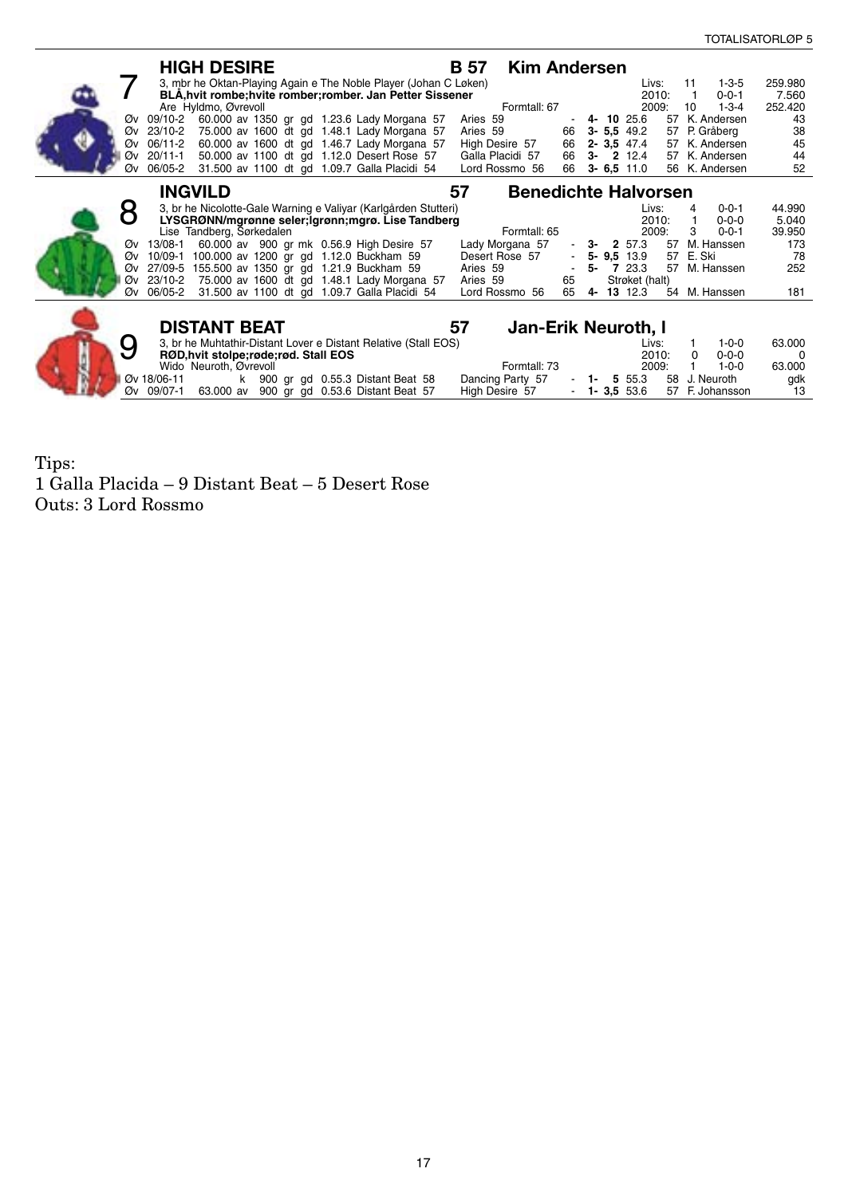## 7 HIGH DESIRE — B 57 — Kim Andersen

3, mbr he Oktan-Playing Again e The Noble Player (Johan C Løken)
**BLÅ,hvit rombe;hvite romber;romber. Jan Petter Sissener**
Are Hyldmo, Øvrevoll — Formtall: 67

| | | |
|---|---|---|
| Livs: | 11 | 1-3-5 | 259.980 |
| 2010: | 1 | 0-0-1 | 7.560 |
| 2009: | 10 | 1-3-4 | 252.420 |

| Bane | Dato | Premie | Distanse | Underlag | Tid | Vinner | Nr. 2 | | Plass | Odds | Vekt | Rytter | |
|---|---|---|---|---|---|---|---|---|---|---|---|---|---|
| Øv | 09/10-2 | 60.000 av | 1350 gr gd | 1.23.6 | Lady Morgana 57 | Aries 59 | - | 4- | 10 25.6 | 57 | K. Andersen | 43 |
| Øv | 23/10-2 | 75.000 av | 1600 dt gd | 1.48.1 | Lady Morgana 57 | Aries 59 | 66 | 3- | 5,5 49.2 | 57 | P. Gråberg | 38 |
| Øv | 06/11-2 | 60.000 av | 1600 dt gd | 1.46.7 | Lady Morgana 57 | High Desire 57 | 66 | 2- | 3,5 47.4 | 57 | K. Andersen | 45 |
| Øv | 20/11-1 | 50.000 av | 1100 dt gd | 1.12.0 | Desert Rose 57 | Galla Placidi 57 | 66 | 3- | 2 12.4 | 57 | K. Andersen | 44 |
| Øv | 06/05-2 | 31.500 av | 1100 dt gd | 1.09.7 | Galla Placidi 54 | Lord Rossmo 56 | 66 | 3- | 6,5 11.0 | 56 | K. Andersen | 52 |

## 8 INGVILD — 57 — Benedichte Halvorsen

3, br he Nicolotte-Gale Warning e Valiyar (Karlgården Stutteri)
**LYSGRØNN/mgrønne seler;lgrønn;mgrø. Lise Tandberg**
Lise Tandberg, Sørkedalen — Formtall: 65

| | | | |
|---|---|---|---|
| Livs: | 4 | 0-0-1 | 44.990 |
| 2010: | 1 | 0-0-0 | 5.040 |
| 2009: | 3 | 0-0-1 | 39.950 |

| Bane | Dato | Premie | Distanse | Tid | Vinner | Nr. 2 | | Plass | Odds | Vekt | Rytter | |
|---|---|---|---|---|---|---|---|---|---|---|---|---|
| Øv | 13/08-1 | 60.000 av | 900 gr mk | 0.56.9 | High Desire 57 | Lady Morgana 57 | - | 3- | 2 57.3 | 57 | M. Hanssen | 173 |
| Øv | 10/09-1 | 100.000 av | 1200 gr gd | 1.12.0 | Buckham 59 | Desert Rose 57 | - | 5- | 9,5 13.9 | 57 | E. Ski | 78 |
| Øv | 27/09-5 | 155.500 av | 1350 gr gd | 1.21.9 | Buckham 59 | Aries 59 | - | 5- | 7 23.3 | 57 | M. Hanssen | 252 |
| Øv | 23/10-2 | 75.000 av | 1600 dt gd | 1.48.1 | Lady Morgana 57 | Aries 59 | 65 | | Strøket (halt) | | | |
| Øv | 06/05-2 | 31.500 av | 1100 dt gd | 1.09.7 | Galla Placidi 54 | Lord Rossmo 56 | 65 | 4- | 13 12.3 | 54 | M. Hanssen | 181 |

## 9 DISTANT BEAT — 57 — Jan-Erik Neuroth, l

3, br he Muhtathir-Distant Lover e Distant Relative (Stall EOS)
**RØD,hvit stolpe;røde;rød. Stall EOS**
Wido Neuroth, Øvrevoll — Formtall: 73

| | | | |
|---|---|---|---|
| Livs: | 1 | 1-0-0 | 63.000 |
| 2010: | 0 | 0-0-0 | 0 |
| 2009: | 1 | 1-0-0 | 63.000 |

| Bane | Dato | Premie | Distanse | Tid | Vinner | Nr. 2 | | Plass | Odds | Vekt | Rytter | |
|---|---|---|---|---|---|---|---|---|---|---|---|---|
| Øv | 18/06-11 | k | 900 gr gd | 0.55.3 | Distant Beat 58 | Dancing Party 57 | - | 1- | 5 55.3 | 58 | J. Neuroth | gdk |
| Øv | 09/07-1 | 63.000 av | 900 gr gd | 0.53.6 | Distant Beat 57 | High Desire 57 | - | 1- | 3,5 53.6 | 57 | F. Johansson | 13 |

Tips:
1 Galla Placida – 9 Distant Beat – 5 Desert Rose
Outs: 3 Lord Rossmo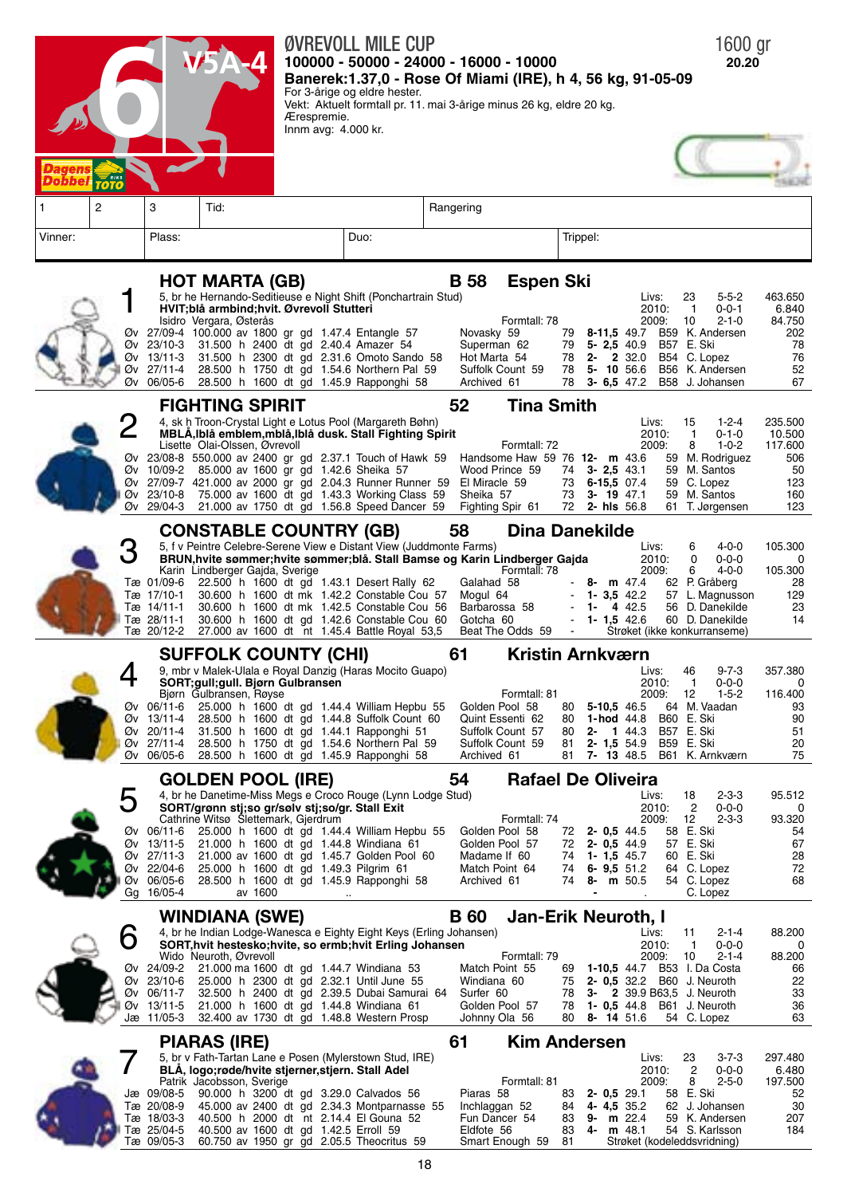# 6 V5A-4

## ØVREVOLL MILE CUP

1600 gr

**100000 - 50000 - 24000 - 16000 - 10000**

20.20

**Banerek:1.37,0 - Rose Of Miami (IRE), h 4, 56 kg, 91-05-09**

For 3-årige og eldre hester.
Vekt: Aktuelt formtall pr. 11. mai 3-årige minus 26 kg, eldre 20 kg.
Ærespremie.
Innm avg: 4.000 kr.

| 1 | 2 | 3 | Tid: | Rangering |
|---|---|---|---|---|
| Vinner: | | Plass: | Duo: | Trippel: |

### 1 HOT MARTA (GB) — B 58 — Espen Ski

5, br he Hernando-Seditieuse e Night Shift (Ponchartrain Stud)
**HVIT;blå armbind;hvit. Øvrevoll Stutteri**
Isidro Vergara, Østerås — Formtall: 78

Livs: 23 5-5-2 463.650 | 2010: 1 0-0-1 6.840 | 2009: 10 2-1-0 84.750

| | Dato | Premie | | Dist | | | Tid | Vinner | Kg | Nr 2 | Kg | Ft | Plass | Odds | | Vekt | Rytter | |
|---|---|---|---|---|---|---|---|---|---|---|---|---|---|---|---|---|---|---|
| Øv | 27/09-4 | 100.000 | av | 1800 | gr | gd | 1.47.4 | Entangle | 57 | Novasky | 59 | 79 | 8- | 11,5 | 49.7 | B59 | K. Andersen | 202 |
| Øv | 23/10-3 | 31.500 | h | 2400 | dt | gd | 2.40.4 | Amazer | 54 | Superman | 62 | 79 | 5- | 2,5 | 40.9 | B57 | E. Ski | 78 |
| Øv | 13/11-3 | 31.500 | h | 2300 | dt | gd | 2.31.6 | Omoto Sando | 58 | Hot Marta | 54 | 78 | 2- | 2 | 32.0 | B54 | C. Lopez | 76 |
| Øv | 27/11-4 | 28.500 | h | 1750 | dt | gd | 1.54.6 | Northern Pal | 59 | Suffolk Count | 59 | 78 | 5- | 10 | 56.6 | B56 | K. Andersen | 52 |
| Øv | 06/05-6 | 28.500 | h | 1600 | dt | gd | 1.45.9 | Rappongi | 58 | Archived | 61 | 78 | 3- | 6,5 | 47.2 | B58 | J. Johansen | 67 |

### 2 FIGHTING SPIRIT — 52 — Tina Smith

4, sk h Troon-Crystal Light e Lotus Pool (Margareth Bøhn)
**MBLÅ,lblå emblem,mblå,lblå dusk. Stall Fighting Spirit**
Lisette Olai-Olssen, Øvrevoll — Formtall: 72

Livs: 15 1-2-4 235.500 | 2010: 1 0-1-0 10.500 | 2009: 8 1-0-2 117.600

| | Dato | Premie | | Dist | | | Tid | Vinner | Kg | Nr 2 | Kg | Ft | Plass | Odds | | Vekt | Rytter | |
|---|---|---|---|---|---|---|---|---|---|---|---|---|---|---|---|---|---|---|
| Øv | 23/08-8 | 550.000 | av | 2400 | gr | gd | 2.37.1 | Touch of Hawk | 59 | Handsome Haw | 59 | 76 | 12- | m | 43.6 | 59 | M. Rodriguez | 506 |
| Øv | 10/09-2 | 85.000 | av | 1600 | gr | gd | 1.42.6 | Sheika | 57 | Wood Prince | 59 | 74 | 3- | 2,5 | 43.1 | 59 | M. Santos | 50 |
| Øv | 27/09-7 | 421.000 | av | 2000 | gr | gd | 2.04.3 | Runner Runner | 59 | El Miracle | 59 | 73 | 6- | 15,5 | 07.4 | 59 | C. Lopez | 123 |
| Øv | 23/10-8 | 75.000 | av | 1600 | gr | gd | 1.43.3 | Working Class | 59 | Sheika | 57 | 73 | 3- | 19 | 47.1 | 59 | M. Santos | 160 |
| Øv | 29/04-3 | 21.000 | av | 1750 | dt | gd | 1.56.8 | Speed Dancer | 59 | Fighting Spir | 61 | 72 | 2- | hls | 56.8 | 61 | T. Jørgensen | 123 |

### 3 CONSTABLE COUNTRY (GB) — 58 — Dina Danekilde

5, f v Peintre Celebre-Serene View e Distant View (Juddmonte Farms)
**BRUN,hvite sømmer;hvite sømmer;blå. Stall Bamse og Karin Lindberger Gajda**
Karin Lindberger Gajda, Sverige — Formtall: 78

Livs: 6 4-0-0 105.300 | 2010: 0 0-0-0 0 | 2009: 6 4-0-0 105.300

| | Dato | Premie | | Dist | | | Tid | Vinner | Kg | Nr 2 | Kg | Ft | Plass | Odds | | Vekt | Rytter | |
|---|---|---|---|---|---|---|---|---|---|---|---|---|---|---|---|---|---|---|
| Tæ | 01/09-6 | 22.500 | h | 1600 | gr | gd | 1.43.1 | Desert Rally | 62 | Galahad | 58 | - | 8- | m | 47.4 | 62 | P. Gråberg | 28 |
| Tæ | 17/10-1 | 30.600 | h | 1600 | dt | mk | 1.42.2 | Constable Cou | 57 | Mogul | 64 | - | 1- | 3,5 | 42.2 | 57 | L. Magnusson | 129 |
| Tæ | 14/11-1 | 30.600 | h | 1600 | dt | mk | 1.42.5 | Constable Cou | 56 | Barbarossa | 58 | - | 1- | 4 | 42.5 | 56 | D. Danekilde | 23 |
| Tæ | 28/11-1 | 30.600 | h | 1600 | dt | gd | 1.42.6 | Constable Cou | 60 | Gotcha | 60 | - | 1- | 1,5 | 42.6 | 60 | D. Danekilde | 14 |
| Tæ | 20/12-2 | 27.000 | av | 1600 | dt | nt | 1.45.4 | Battle Royal | 53,5 | Beat The Odds | 59 | - | Strøket (ikke konkurranseme) | | | | | |

### 4 SUFFOLK COUNTY (CHI) — 61 — Kristin Arnkværn

9, mbr v Malek-Ulala e Royal Danzig (Haras Mocito Guapo)
**SORT;gull;gull. Bjørn Gulbransen**
Bjørn Gulbransen, Røyse — Formtall: 81

Livs: 46 9-7-3 357.380 | 2010: 1 0-0-0 0 | 2009: 12 1-5-2 116.400

| | Dato | Premie | | Dist | | | Tid | Vinner | Kg | Nr 2 | Kg | Ft | Plass | Odds | | Vekt | Rytter | |
|---|---|---|---|---|---|---|---|---|---|---|---|---|---|---|---|---|---|---|
| Øv | 06/11-6 | 25.000 | h | 1600 | dt | gd | 1.44.4 | William Hepbu | 55 | Golden Pool | 58 | 80 | 5- | 10,5 | 46.5 | 64 | M. Vaadan | 93 |
| Øv | 13/11-4 | 28.500 | h | 1600 | dt | gd | 1.44.8 | Suffolk Count | 60 | Quint Essenti | 62 | 80 | 1- | hod | 44.8 | B60 | E. Ski | 90 |
| Øv | 20/11-4 | 31.500 | h | 1600 | dt | gd | 1.44.1 | Rapponghi | 51 | Suffolk Count | 57 | 80 | 2- | 1 | 44.3 | B57 | E. Ski | 51 |
| Øv | 27/11-4 | 28.500 | h | 1750 | dt | gd | 1.54.6 | Northern Pal | 59 | Suffolk Count | 59 | 81 | 2- | 1,5 | 54.9 | B59 | E. Ski | 20 |
| Øv | 06/05-6 | 28.500 | h | 1600 | dt | gd | 1.45.9 | Rappongi | 58 | Archived | 61 | 81 | 7- | 13 | 48.5 | B61 | K. Arnkværn | 75 |

### 5 GOLDEN POOL (IRE) — 54 — Rafael De Oliveira

4, br he Danetime-Miss Megs e Croco Rouge (Lynn Lodge Stud)
**SORT/grønn stj;so gr/sølv stj;so/gr. Stall Exit**
Cathrine Witsø Slettemark, Gjerdrum — Formtall: 74

Livs: 18 2-3-3 95.512 | 2010: 2 0-0-0 0 | 2009: 12 2-3-3 93.320

| | Dato | Premie | | Dist | | | Tid | Vinner | Kg | Nr 2 | Kg | Ft | Plass | Odds | | Vekt | Rytter | |
|---|---|---|---|---|---|---|---|---|---|---|---|---|---|---|---|---|---|---|
| Øv | 06/11-6 | 25.000 | h | 1600 | dt | gd | 1.44.4 | William Hepbu | 55 | Golden Pool | 58 | 72 | 2- | 0,5 | 44.5 | 58 | E. Ski | 54 |
| Øv | 13/11-5 | 21.000 | h | 1600 | dt | gd | 1.44.8 | Windiana | 61 | Golden Pool | 57 | 72 | 2- | 0,5 | 44.9 | 57 | E. Ski | 67 |
| Øv | 27/11-3 | 21.000 | av | 1600 | dt | gd | 1.45.7 | Golden Pool | 60 | Madame If | 60 | 74 | 1- | 1,5 | 45.7 | 60 | E. Ski | 28 |
| Øv | 22/04-6 | 25.000 | h | 1600 | dt | gd | 1.49.3 | Pilgrim | 61 | Match Point | 64 | 74 | 6- | 9,5 | 51.2 | 64 | C. Lopez | 72 |
| Øv | 06/05-6 | 28.500 | h | 1600 | dt | gd | 1.45.9 | Rappongi | 58 | Archived | 61 | 74 | 8- | m | 50.5 | 54 | C. Lopez | 68 |
| Gg | 16/05-4 | | av | 1600 | | | .. | | | | | | - | | . | | C. Lopez | |

### 6 WINDIANA (SWE) — B 60 — Jan-Erik Neuroth, l

4, br he Indian Lodge-Wanesca e Eighty Eight Keys (Erling Johansen)
**SORT,hvit hestesko;hvite, so ermb;hvit Erling Johansen**
Wido Neuroth, Øvrevoll — Formtall: 79

Livs: 11 2-1-4 88.200 | 2010: 1 0-0-0 0 | 2009: 10 2-1-4 88.200

| | Dato | Premie | | Dist | | | Tid | Vinner | Kg | Nr 2 | Kg | Ft | Plass | Odds | | Vekt | Rytter | |
|---|---|---|---|---|---|---|---|---|---|---|---|---|---|---|---|---|---|---|
| Øv | 24/09-2 | 21.000 | ma | 1600 | dt | gd | 1.44.7 | Windiana | 53 | Match Point | 55 | 69 | 1- | 10,5 | 44.7 | B53 | I. Da Costa | 66 |
| Øv | 23/10-6 | 25.000 | h | 2300 | dt | gd | 2.32.1 | Until June | 55 | Windiana | 60 | 75 | 2- | 0,5 | 32.2 | B60 | J. Neuroth | 22 |
| Øv | 06/11-7 | 32.500 | h | 2400 | dt | gd | 2.39.5 | Dubai Samurai | 64 | Surfer | 60 | 78 | 3- | 2 | 39.9 | B63,5 | J. Neuroth | 33 |
| Øv | 13/11-5 | 21.000 | h | 1600 | dt | gd | 1.44.8 | Windiana | 61 | Golden Pool | 57 | 78 | 1- | 0,5 | 44.8 | B61 | J. Neuroth | 36 |
| Jæ | 11/05-3 | 32.400 | av | 1730 | dt | gd | 1.48.8 | Western Prosp | | Johnny Ola | 56 | 80 | 8- | 14 | 51.6 | 54 | C. Lopez | 63 |

### 7 PIARAS (IRE) — 61 — Kim Andersen

5, br v Fath-Tartan Lane e Posen (Mylerstown Stud, IRE)
**BLÅ, logo;røde/hvite stjerner,stjern. Stall Adel**
Patrik Jacobsson, Sverige — Formtall: 81

Livs: 23 3-7-3 297.480 | 2010: 2 0-0-0 6.480 | 2009: 8 2-5-0 197.500

| | Dato | Premie | | Dist | | | Tid | Vinner | Kg | Nr 2 | Kg | Ft | Plass | Odds | | Vekt | Rytter | |
|---|---|---|---|---|---|---|---|---|---|---|---|---|---|---|---|---|---|---|
| Jæ | 09/08-5 | 90.000 | h | 3200 | dt | gd | 3.29.0 | Calvados | 56 | Piaras | 58 | 83 | 2- | 0,5 | 29.1 | 58 | E. Ski | 52 |
| Tæ | 20/08-9 | 45.000 | av | 2400 | gr | gd | 2.34.3 | Montparnasse | 55 | Inchlaggan | 52 | 84 | 4- | 4,5 | 35.2 | 62 | J. Johansen | 30 |
| Tæ | 18/03-3 | 40.500 | h | 2000 | dt | nt | 2.14.4 | El Gouna | 52 | Fun Dancer | 54 | 83 | 9- | m | 22.4 | 59 | K. Andersen | 207 |
| Tæ | 25/04-5 | 40.500 | av | 1600 | gr | gd | 1.42.5 | Erroll | 59 | Eldfote | 56 | 83 | 4- | m | 48.1 | 54 | S. Karlsson | 184 |
| Tæ | 09/05-3 | 60.750 | av | 1950 | gr | gd | 2.05.5 | Theocritus | 59 | Smart Enough | 59 | 81 | Strøket (kodeleddsvridning) | | | | | |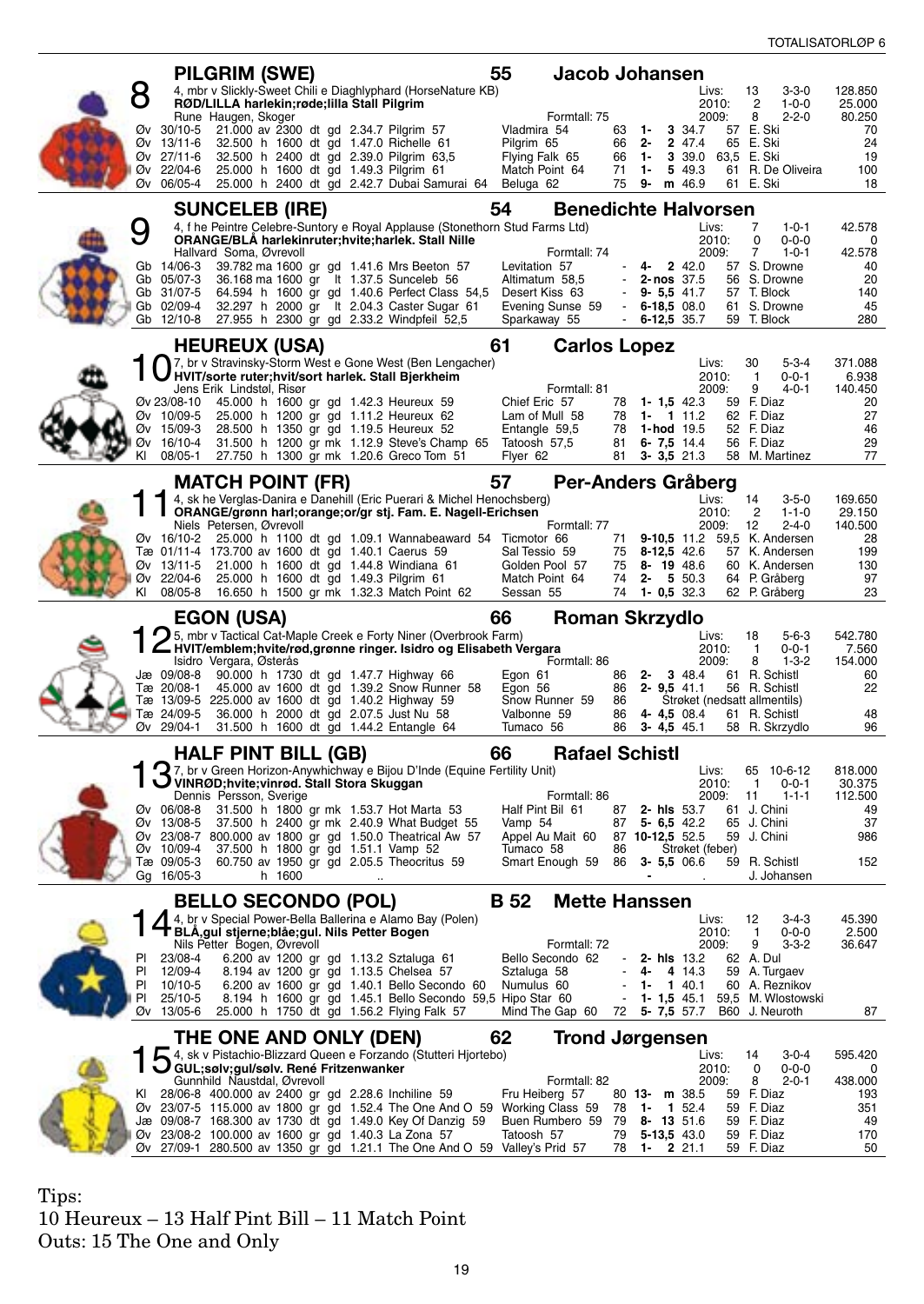## 8 PILGRIM (SWE) — 55 — Jacob Johansen

4, mbr v Slickly-Sweet Chili e Diaghlyphard (HorseNature KB)
**RØD/LILLA harlekin;røde;lilla Stall Pilgrim**
Rune Haugen, Skoger — Formtall: 75

| | | |
|---|---|---|
| Livs: | 13 | 3-3-0 | 128.850 |
| 2010: | 2 | 1-0-0 | 25.000 |
| 2009: | 8 | 2-2-0 | 80.250 |

| Bane | Dato | Premie | Distanse | Resultat | Vinner/Nr.2 | Rating | Plass | Odds | Vekt | Rytter | |
|---|---|---|---|---|---|---|---|---|---|---|---|
| Øv | 30/10-5 | 21.000 av 2300 dt gd 2.34.7 Pilgrim 57 | Vladmira 54 | 63 | 1- 3 | 34.7 | 57 | E. Ski | 70 |
| Øv | 13/11-6 | 32.500 h 1600 dt gd 1.47.0 Richelle 61 | Pilgrim 65 | 66 | 2- 2 | 47.4 | 65 | E. Ski | 24 |
| Øv | 27/11-6 | 32.500 h 2400 dt gd 2.39.0 Pilgrim 63,5 | Flying Falk 65 | 66 | 1- 3 | 39.0 | 63,5 | E. Ski | 19 |
| Øv | 22/04-6 | 25.000 h 1600 dt gd 1.49.3 Pilgrim 61 | Match Point 64 | 71 | 1- 5 | 49.3 | 61 | R. De Oliveira | 100 |
| Øv | 06/05-4 | 25.000 h 2400 dt gd 2.42.7 Dubai Samurai 64 | Beluga 62 | 75 | 9- m | 46.9 | 61 | E. Ski | 18 |

## 9 SUNCELEB (IRE) — 54 — Benedichte Halvorsen

4, f he Peintre Celebre-Suntory e Royal Applause (Stonethorn Stud Farms Ltd)
**ORANGE/BLÅ harlekinruter;hvite;harlek. Stall Nille**
Hallvard Soma, Øvrevoll — Formtall: 74

Livs: 7 1-0-1 42.578 | 2010: 0 0-0-0 0 | 2009: 7 1-0-1 42.578

| Bane | Dato | Løp | Nr.2 | Rating | Plass | Tid | Vekt | Rytter | Odds |
|---|---|---|---|---|---|---|---|---|---|
| Gb | 14/06-3 | 39.782 ma 1600 gr gd 1.41.6 Mrs Beeton 57 | Levitation 57 | - | 4- 2 | 42.0 | 57 | S. Drowne | 40 |
| Gb | 05/07-3 | 36.168 ma 1600 gr lt 1.37.5 Sunceleb 56 | Altimatum 58,5 | - | 2- nos | 37.5 | 56 | S. Drowne | 20 |
| Gb | 31/07-5 | 64.594 h 1600 gr gd 1.40.6 Perfect Class 54,5 | Desert Kiss 63 | - | 9- 5,5 | 41.7 | 57 | T. Block | 140 |
| Gb | 02/09-4 | 32.297 h 2000 gr lt 2.04.3 Caster Sugar 61 | Evening Sunse 59 | - | 6-18,5 | 08.0 | 61 | S. Drowne | 45 |
| Gb | 12/10-8 | 27.955 h 2300 gr gd 2.33.2 Windpfeil 52,5 | Sparkaway 55 | - | 6-12,5 | 35.7 | 59 | T. Block | 280 |

## 10 HEUREUX (USA) — 61 — Carlos Lopez

7, br v Stravinsky-Storm West e Gone West (Ben Lengacher)
**HVIT/sorte ruter;hvit/sort harlek. Stall Bjerkheim**
Jens Erik Lindstøl, Risør — Formtall: 81

Livs: 30 5-3-4 371.088 | 2010: 1 0-0-1 6.938 | 2009: 9 4-0-1 140.450

| Bane | Dato | Løp | Nr.2 | Rating | Plass | Tid | Vekt | Rytter | Odds |
|---|---|---|---|---|---|---|---|---|---|
| Øv | 23/08-10 | 45.000 h 1600 gr gd 1.42.3 Heureux 59 | Chief Eric 57 | 78 | 1- 1,5 | 42.3 | 59 | F. Diaz | 20 |
| Øv | 10/09-5 | 25.000 h 1200 gr gd 1.11.2 Heureux 62 | Lam of Mull 58 | 78 | 1- 1 | 11.2 | 62 | F. Diaz | 27 |
| Øv | 15/09-3 | 28.500 h 1350 gr gd 1.19.5 Heureux 52 | Entangle 59,5 | 78 | 1-hod | 19.5 | 52 | F. Diaz | 46 |
| Øv | 16/10-4 | 31.500 h 1200 gr mk 1.12.9 Steve's Champ 65 | Tatoosh 57,5 | 81 | 6- 7,5 | 14.4 | 56 | F. Diaz | 29 |
| Kl | 08/05-1 | 27.750 h 1300 gr mk 1.20.6 Greco Tom 51 | Flyer 62 | 81 | 3- 3,5 | 21.3 | 58 | M. Martinez | 77 |

## 11 MATCH POINT (FR) — 57 — Per-Anders Gråberg

4, sk he Verglas-Danira e Danehill (Eric Puerari & Michel Henochsberg)
**ORANGE/grønn harl;orange;or/gr stj. Fam. E. Nagell-Erichsen**
Niels Petersen, Øvrevoll — Formtall: 77

Livs: 14 3-5-0 169.650 | 2010: 2 1-1-0 29.150 | 2009: 12 2-4-0 140.500

| Bane | Dato | Løp | Nr.2 | Rating | Plass | Tid | Vekt | Rytter | Odds |
|---|---|---|---|---|---|---|---|---|---|
| Øv | 16/10-2 | 25.000 h 1100 dt gd 1.09.1 Wannabeaward 54 | Ticmotor 66 | 71 | 9-10,5 | 11.2 | 59,5 | K. Andersen | 28 |
| Tæ | 01/11-4 | 173.700 av 1600 dt gd 1.40.1 Caerus 59 | Sal Tessio 59 | 75 | 8-12,5 | 42.6 | 57 | K. Andersen | 199 |
| Øv | 13/11-5 | 21.000 h 1600 dt gd 1.44.8 Windiana 61 | Golden Pool 57 | 75 | 8- 19 | 48.6 | 60 | K. Andersen | 130 |
| Øv | 22/04-6 | 25.000 h 1600 dt gd 1.49.3 Pilgrim 61 | Match Point 64 | 74 | 2- 5 | 50.3 | 64 | P. Gråberg | 97 |
| Kl | 08/05-8 | 16.650 h 1500 gr mk 1.32.3 Match Point 62 | Sessan 55 | 74 | 1- 0,5 | 32.3 | 62 | P. Gråberg | 23 |

## 12 EGON (USA) — 66 — Roman Skrzydlo

5, mbr v Tactical Cat-Maple Creek e Forty Niner (Overbrook Farm)
**HVIT/emblem;hvite/rød,grønne ringer. Isidro og Elisabeth Vergara**
Isidro Vergara, Østerås — Formtall: 86

Livs: 18 5-6-3 542.780 | 2010: 1 0-0-1 7.560 | 2009: 8 1-3-2 154.000

| Bane | Dato | Løp | Nr.2 | Rating | Plass | Tid | Vekt | Rytter | Odds |
|---|---|---|---|---|---|---|---|---|---|
| Jæ | 09/08-8 | 90.000 h 1730 dt gd 1.47.7 Highway 66 | Egon 61 | 86 | 2- 3 | 48.4 | 61 | R. Schistl | 60 |
| Tæ | 20/08-1 | 45.000 av 1600 dt gd 1.39.2 Snow Runner 58 | Egon 56 | 86 | 2- 9,5 | 41.1 | 56 | R. Schistl | 22 |
| Tæ | 13/09-5 | 225.000 av 1600 dt gd 1.40.2 Highway 59 | Snow Runner 59 | 86 | Strøket (nedsatt allmentils) | | | | |
| Tæ | 24/09-5 | 36.000 h 2000 dt gd 2.07.5 Just Nu 58 | Valbonne 59 | 86 | 4- 4,5 | 08.4 | 61 | R. Schistl | 48 |
| Øv | 29/04-1 | 31.500 h 1600 dt gd 1.44.2 Entangle 64 | Tumaco 56 | 86 | 3- 4,5 | 45.1 | 58 | R. Skrzydlo | 96 |

## 13 HALF PINT BILL (GB) — 66 — Rafael Schistl

7, br v Green Horizon-Anywhichway e Bijou D'Inde (Equine Fertility Unit)
**VINRØD;hvite;vinrød. Stall Stora Skuggan**
Dennis Persson, Sverige — Formtall: 86

Livs: 65 10-6-12 818.000 | 2010: 1 0-0-1 30.375 | 2009: 11 1-1-1 112.500

| Bane | Dato | Løp | Nr.2 | Rating | Plass | Tid | Vekt | Rytter | Odds |
|---|---|---|---|---|---|---|---|---|---|
| Øv | 06/08-8 | 31.500 h 1800 gr mk 1.53.7 Hot Marta 53 | Half Pint Bil 61 | 87 | 2- hls | 53.7 | 61 | J. Chini | 49 |
| Øv | 13/08-5 | 37.500 h 2400 gr mk 2.40.9 What Budget 55 | Vamp 54 | 87 | 5- 6,5 | 42.2 | 65 | J. Chini | 37 |
| Øv | 23/08-7 | 800.000 av 1800 gr gd 1.50.0 Theatrical Aw 57 | Appel Au Mait 60 | 87 | 10-12,5 | 52.5 | 59 | J. Chini | 986 |
| Øv | 10/09-4 | 37.500 h 1800 gr gd 1.51.1 Vamp 52 | Tumaco 58 | 86 | Strøket (feber) | | | | |
| Tæ | 09/05-3 | 60.750 av 1950 gr gd 2.05.5 Theocritus 59 | Smart Enough 59 | 86 | 3- 5,5 | 06.6 | 59 | R. Schistl | 152 |
| Gg | 16/05-3 | h 1600 .. | | | - | . | | J. Johansen | |

## 14 BELLO SECONDO (POL) — B 52 — Mette Hanssen

4, br v Special Power-Bella Ballerina e Alamo Bay (Polen)
**BLÅ,gul stjerne;blåe;gul. Nils Petter Bogen**
Nils Petter Bogen, Øvrevoll — Formtall: 72

Livs: 12 3-4-3 45.390 | 2010: 1 0-0-0 2.500 | 2009: 9 3-3-2 36.647

| Bane | Dato | Løp | Nr.2 | Rating | Plass | Tid | Vekt | Rytter | Odds |
|---|---|---|---|---|---|---|---|---|---|
| Pl | 23/08-4 | 6.200 av 1200 gr gd 1.13.2 Sztaluga 61 | Bello Secondo 62 | - | 2- hls | 13.2 | 62 | A. Dul | |
| Pl | 12/09-4 | 8.194 av 1200 gr gd 1.13.5 Chelsea 57 | Sztaluga 58 | - | 4- 4 | 14.3 | 59 | A. Turgaev | |
| Pl | 10/10-5 | 6.200 av 1600 gr gd 1.40.1 Bello Secondo 60 | Numulus 60 | - | 1- 1 | 40.1 | 60 | A. Reznikov | |
| Pl | 25/10-5 | 8.194 h 1600 gr gd 1.45.1 Bello Secondo 59,5 | Hipo Star 60 | - | 1- 1,5 | 45.1 | 59,5 | M. Wlostowski | |
| Øv | 13/05-6 | 25.000 h 1750 dt gd 1.56.2 Flying Falk 57 | Mind The Gap 60 | 72 | 5- 7,5 | 57.7 | B60 | J. Neuroth | 87 |

## 15 THE ONE AND ONLY (DEN) — 62 — Trond Jørgensen

4, sk v Pistachio-Blizzard Queen e Forzando (Stutteri Hjortebo)
**GUL;sølv;gul/sølv. René Fritzenwanker**
Gunnhild Naustdal, Øvrevoll — Formtall: 82

Livs: 14 3-0-4 595.420 | 2010: 0 0-0-0 0 | 2009: 8 2-0-1 438.000

| Bane | Dato | Løp | Nr.2 | Rating | Plass | Tid | Vekt | Rytter | Odds |
|---|---|---|---|---|---|---|---|---|---|
| Kl | 28/06-8 | 400.000 av 2400 gr gd 2.28.6 Inchiline 59 | Fru Heiberg 57 | 80 | 13- m | 38.5 | 59 | F. Diaz | 193 |
| Øv | 23/07-5 | 115.000 av 1800 gr gd 1.52.4 The One And O 59 | Working Class 59 | 78 | 1- 1 | 52.4 | 59 | F. Diaz | 351 |
| Jæ | 09/08-7 | 168.300 av 1730 dt gd 1.49.0 Key Of Danzig 59 | Buen Rumbero 59 | 79 | 8- 13 | 51.6 | 59 | F. Diaz | 49 |
| Øv | 23/08-2 | 100.000 av 1600 gr gd 1.40.3 La Zona 57 | Tatoosh 57 | 79 | 5-13,5 | 43.0 | 59 | F. Diaz | 170 |
| Øv | 27/09-1 | 280.500 av 1350 gr gd 1.21.1 The One And O 59 | Valley's Prid 57 | 78 | 1- 2 | 21.1 | 59 | F. Diaz | 50 |

Tips:
10 Heureux – 13 Half Pint Bill – 11 Match Point
Outs: 15 The One and Only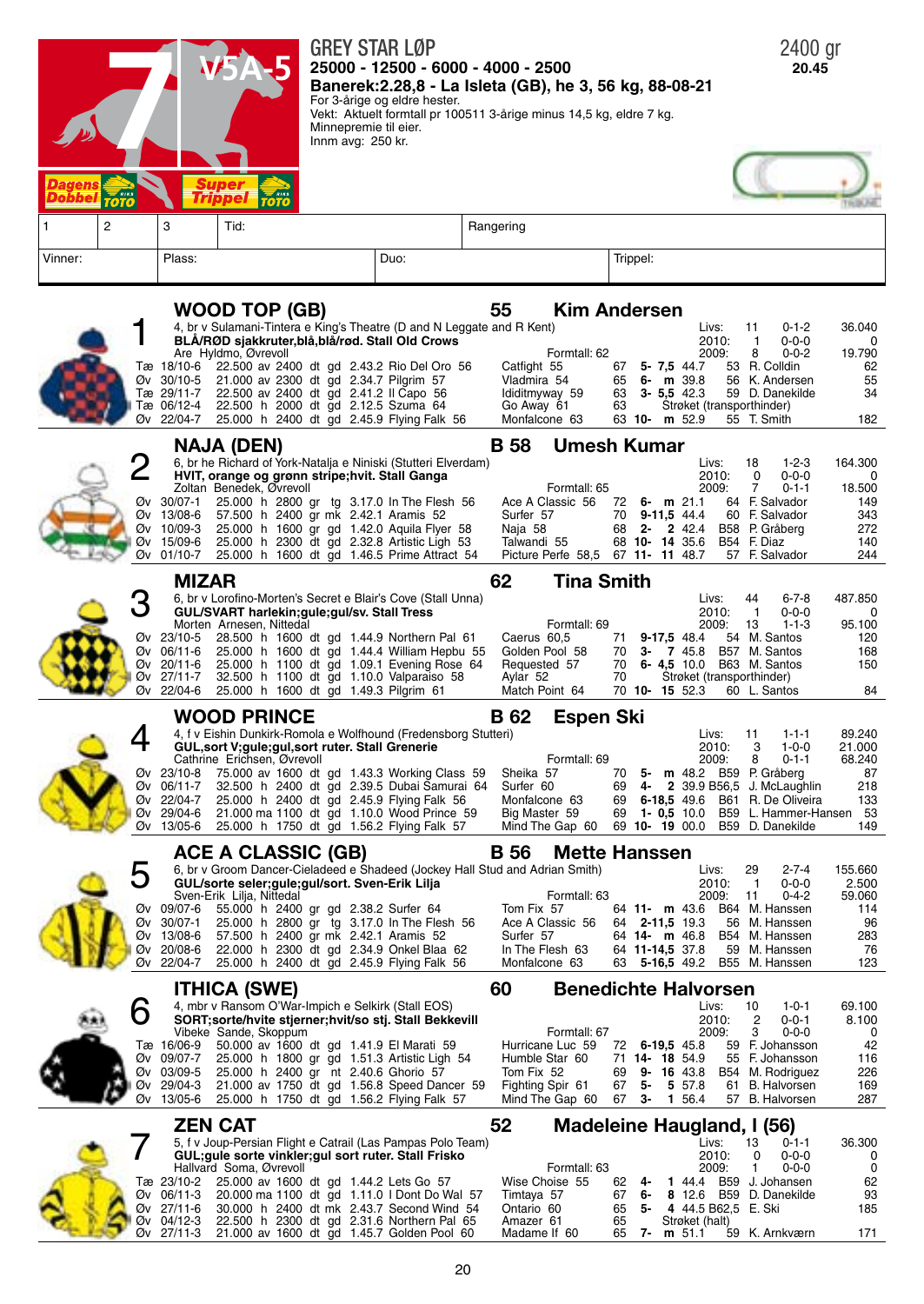# 7 V5A-5

Dagens Dobbel TOTO · Super Trippel TOTO

## GREY STAR LØP

**2400 gr**
**20.45**

**25000 - 12500 - 6000 - 4000 - 2500**

**Banerek:2.28,8 - La Isleta (GB), he 3, 56 kg, 88-08-21**

For 3-årige og eldre hester.
Vekt: Aktuelt formtall pr 100511 3-årige minus 14,5 kg, eldre 7 kg.
Minnepremie til eier.
Innm avg: 250 kr.

| 1 | 2 | 3 | Tid: | Rangering |
|---|---|---|---|---|
| Vinner: | | Plass: | Duo: | Trippel: |

---

### 1 WOOD TOP (GB) — 55 — Kim Andersen

4, br v Sulamani-Tintera e King's Theatre (D and N Leggate and R Kent)
**BLÅ/RØD sjakkruter,blå,blå/rød. Stall Old Crows**
Are Hyldmo, Øvrevoll

Formtall: 62

| | Livs: | 11 | 0-1-2 | 36.040 |
|---|---|---|---|---|
| | 2010: | 1 | 0-0-0 | 0 |
| | 2009: | 8 | 0-0-2 | 19.790 |

| | | | | | | | | | | | | | | | |
|---|---|---|---|---|---|---|---|---|---|---|---|---|---|---|---|
| Tæ | 18/10-6 | 22.500 av 2400 dt gd | 2.43.2 | Rio Del Oro 56 | Catfight 55 | 67 | 5- | 7,5 | 44.7 | | 53 | R. Colldin | 62 |
| Øv | 30/10-5 | 21.000 av 2300 dt gd | 2.34.7 | Pilgrim 57 | Vladmira 54 | 65 | 6- | m | 39.8 | | 56 | K. Andersen | 55 |
| Tæ | 29/11-7 | 22.500 av 2400 dt gd | 2.41.2 | Il Capo 56 | Ididitmyway 59 | 63 | 3- | 5,5 | 42.3 | | 59 | D. Danekilde | 34 |
| Tæ | 06/12-4 | 22.500 h 2000 dt gd | 2.12.5 | Szuma 64 | Go Away 61 | 63 | Strøket (transporthinder) | | | | | | |
| Øv | 22/04-7 | 25.000 h 2400 dt gd | 2.45.9 | Flying Falk 56 | Monfalcone 63 | 63 | 10- | m | 52.9 | | 55 | T. Smith | 182 |

### 2 NAJA (DEN) — B 58 — Umesh Kumar

6, br he Richard of York-Natalja e Niniski (Stutteri Elverdam)
**HVIT, orange og grønn stripe;hvit. Stall Ganga**
Zoltan Benedek, Øvrevoll

Formtall: 65

| | Livs: | 18 | 1-2-3 | 164.300 |
|---|---|---|---|---|
| | 2010: | 0 | 0-0-0 | 0 |
| | 2009: | 7 | 0-1-1 | 18.500 |

| | | | | | | | | | | | | | | |
|---|---|---|---|---|---|---|---|---|---|---|---|---|---|
| Øv | 30/07-1 | 25.000 h 2800 gr tg | 3.17.0 | In The Flesh 56 | Ace A Classic 56 | 72 | 6- | m | 21.1 | | 64 | F. Salvador | 149 |
| Øv | 13/08-6 | 57.500 h 2400 gr mk | 2.42.1 | Aramis 52 | Surfer 57 | 70 | 9-11,5 | | 44.4 | | 60 | F. Salvador | 343 |
| Øv | 10/09-3 | 25.000 h 1600 gr gd | 1.42.0 | Aquila Flyer 58 | Naja 58 | 68 | 2- | 2 | 42.4 | B58 | | P. Gråberg | 272 |
| Øv | 15/09-6 | 25.000 h 2300 dt gd | 2.32.8 | Artistic Ligh 53 | Talwandi 55 | 68 | 10- | 14 | 35.6 | B54 | | F. Diaz | 140 |
| Øv | 01/10-7 | 25.000 h 1600 dt gd | 1.46.5 | Prime Attract 54 | Picture Perfe 58,5 | 67 | 11- | 11 | 48.7 | | 57 | F. Salvador | 244 |

### 3 MIZAR — 62 — Tina Smith

6, br v Lorofino-Morten's Secret e Blair's Cove (Stall Unna)
**GUL/SVART harlekin;gule;gul/sv. Stall Tress**
Morten Arnesen, Nittedal

Formtall: 69

| | Livs: | 44 | 6-7-8 | 487.850 |
|---|---|---|---|---|
| | 2010: | 1 | 0-0-0 | 0 |
| | 2009: | 13 | 1-1-3 | 95.100 |

| | | | | | | | | | | | | | |
|---|---|---|---|---|---|---|---|---|---|---|---|---|---|
| Øv | 23/10-5 | 28.500 h 1600 dt gd | 1.44.9 | Northern Pal 61 | Caerus 60,5 | 71 | 9-17,5 | | 48.4 | | 54 | M. Santos | 120 |
| Øv | 06/11-6 | 25.000 h 1600 dt gd | 1.44.4 | William Hepbu 55 | Golden Pool 58 | 70 | 3- | 7 | 45.8 | B57 | | M. Santos | 168 |
| Øv | 20/11-6 | 25.000 h 1100 dt gd | 1.09.1 | Evening Rose 64 | Requested 57 | 70 | 6- | 4,5 | 10.0 | B63 | | M. Santos | 150 |
| Øv | 27/11-7 | 32.500 h 1100 dt gd | 1.10.0 | Valparaiso 58 | Aylar 52 | 70 | Strøket (transporthinder) | | | | | | |
| Øv | 22/04-6 | 25.000 h 1600 dt gd | 1.49.3 | Pilgrim 61 | Match Point 64 | 70 | 10- | 15 | 52.3 | | 60 | L. Santos | 84 |

### 4 WOOD PRINCE — B 62 — Espen Ski

4, f v Eishin Dunkirk-Romola e Wolfhound (Fredensborg Stutteri)
**GUL,sort V;gule;gul,sort ruter. Stall Grenerie**
Cathrine Erichsen, Øvrevoll

Formtall: 69

| | Livs: | 11 | 1-1-1 | 89.240 |
|---|---|---|---|---|
| | 2010: | 3 | 1-0-0 | 21.000 |
| | 2009: | 8 | 0-1-1 | 68.240 |

| | | | | | | | | | | | | | |
|---|---|---|---|---|---|---|---|---|---|---|---|---|---|
| Øv | 23/10-8 | 75.000 av 1600 dt gd | 1.43.3 | Working Class 59 | Sheika 57 | 70 | 5- | m | 48.2 | B59 | | P. Gråberg | 87 |
| Øv | 06/11-7 | 32.500 h 2400 gr gd | 2.39.5 | Dubai Samurai 64 | Surfer 60 | 69 | 4- | 2 | 39.9 | B56,5 | | J. McLaughlin | 218 |
| Øv | 22/04-7 | 25.000 h 2400 dt gd | 2.45.9 | Flying Falk 56 | Monfalcone 63 | 69 | 6-18,5 | | 49.6 | B61 | | R. De Oliveira | 133 |
| Øv | 29/04-6 | 21.000 ma 1100 dt gd | 1.10.0 | Wood Prince 59 | Big Master 59 | 69 | 1- | 0,5 | 10.0 | B59 | | L. Hammer-Hansen | 53 |
| Øv | 13/05-6 | 25.000 h 1750 dt gd | 1.56.2 | Flying Falk 57 | Mind The Gap 60 | 69 | 10- | 19 | 00.0 | B59 | | D. Danekilde | 149 |

### 5 ACE A CLASSIC (GB) — B 56 — Mette Hanssen

6, br v Groom Dancer-Cieladeed e Shadeed (Jockey Hall Stud and Adrian Smith)
**GUL/sorte seler;gule;gul/sort. Sven-Erik Lilja**
Sven-Erik Lilja, Nittedal

Formtall: 63

| | Livs: | 29 | 2-7-4 | 155.660 |
|---|---|---|---|---|
| | 2010: | 1 | 0-0-0 | 2.500 |
| | 2009: | 11 | 0-4-2 | 59.060 |

| | | | | | | | | | | | | | |
|---|---|---|---|---|---|---|---|---|---|---|---|---|---|
| Øv | 09/07-6 | 55.000 h 2400 gr gd | 2.38.2 | Surfer 64 | Tom Fix 57 | 64 | 11- | m | 43.6 | B64 | | M. Hanssen | 114 |
| Øv | 30/07-1 | 25.000 h 2800 gr tg | 3.17.0 | In The Flesh 56 | Ace A Classic 56 | 64 | 2-11,5 | | 19.3 | | 56 | M. Hanssen | 96 |
| Øv | 13/08-6 | 57.500 h 2400 gr mk | 2.42.1 | Aramis 52 | Surfer 57 | 64 | 14- | m | 46.8 | B54 | | M. Hanssen | 283 |
| Øv | 20/08-6 | 22.000 h 2300 dt gd | 2.34.9 | Onkel Blaa 62 | In The Flesh 63 | 64 | 11-14,5 | | 37.8 | | 59 | M. Hanssen | 76 |
| Øv | 22/04-7 | 25.000 h 2400 dt gd | 2.45.9 | Flying Falk 56 | Monfalcone 63 | 63 | 5-16,5 | | 49.2 | B55 | | M. Hanssen | 123 |

### 6 ITHICA (SWE) — 60 — Benedichte Halvorsen

4, mbr v Ransom O'War-Impich e Selkirk (Stall EOS)
**SORT;sorte/hvite stjerner;hvit/so stj. Stall Bekkevill**
Vibeke Sande, Skoppum

Formtall: 67

| | Livs: | 10 | 1-0-1 | 69.100 |
|---|---|---|---|---|
| | 2010: | 2 | 0-0-1 | 8.100 |
| | 2009: | 3 | 0-0-0 | 0 |

| | | | | | | | | | | | | | |
|---|---|---|---|---|---|---|---|---|---|---|---|---|---|
| Tæ | 16/06-9 | 50.000 av 1600 dt gd | 1.41.9 | El Marati 59 | Hurricane Luc 59 | 72 | 6-19,5 | | 45.8 | | 59 | F. Johansson | 42 |
| Øv | 09/07-7 | 25.000 h 1800 gr gd | 1.51.3 | Artistic Ligh 54 | Humble Star 60 | 71 | 14- | 18 | 54.9 | | 55 | F. Johansson | 116 |
| Øv | 03/09-5 | 25.000 h 2400 gr nt | 2.40.6 | Ghorio 57 | Tom Fix 52 | 69 | 9- | 16 | 43.8 | B54 | | M. Rodriguez | 226 |
| Øv | 29/04-3 | 21.000 av 1750 dt gd | 1.56.8 | Speed Dancer 59 | Fighting Spir 61 | 67 | 5- | 5 | 57.8 | | 61 | B. Halvorsen | 169 |
| Øv | 13/05-6 | 25.000 h 1750 dt gd | 1.56.2 | Flying Falk 57 | Mind The Gap 60 | 67 | 3- | 1 | 56.4 | | 57 | B. Halvorsen | 287 |

### 7 ZEN CAT — 52 — Madeleine Haugland, l (56)

5, f v Joup-Persian Flight e Catrail (Las Pampas Polo Team)
**GUL;gule sorte vinkler;gul sort ruter. Stall Frisko**
Hallvard Soma, Øvrevoll

Formtall: 63

| | Livs: | 13 | 0-1-1 | 36.300 |
|---|---|---|---|---|
| | 2010: | 0 | 0-0-0 | 0 |
| | 2009: | 1 | 0-0-0 | 0 |

| | | | | | | | | | | | | | |
|---|---|---|---|---|---|---|---|---|---|---|---|---|---|
| Tæ | 23/10-2 | 25.000 av 1600 dt gd | 1.44.2 | Lets Go 57 | Wise Choise 55 | 62 | 4- | 1 | 44.4 | B59 | | J. Johansen | 62 |
| Øv | 06/11-3 | 20.000 ma 1100 dt gd | 1.11.0 | I Dont Do Wal 57 | Timtaya 57 | 67 | 6- | 8 | 12.6 | B59 | | D. Danekilde | 93 |
| Øv | 27/11-6 | 30.000 h 2400 dt mk | 2.43.7 | Second Wind 54 | Ontario 60 | 65 | 5- | 4 | 44.5 | B62,5 | | E. Ski | 185 |
| Øv | 04/12-3 | 22.500 h 2300 dt gd | 2.31.6 | Northern Pal 65 | Amazer 61 | 65 | Strøket (halt) | | | | | | |
| Øv | 27/11-3 | 21.000 av 1600 dt gd | 1.45.7 | Golden Pool 60 | Madame If 60 | 65 | 7- | m | 51.1 | | 59 | K. Arnkværn | 171 |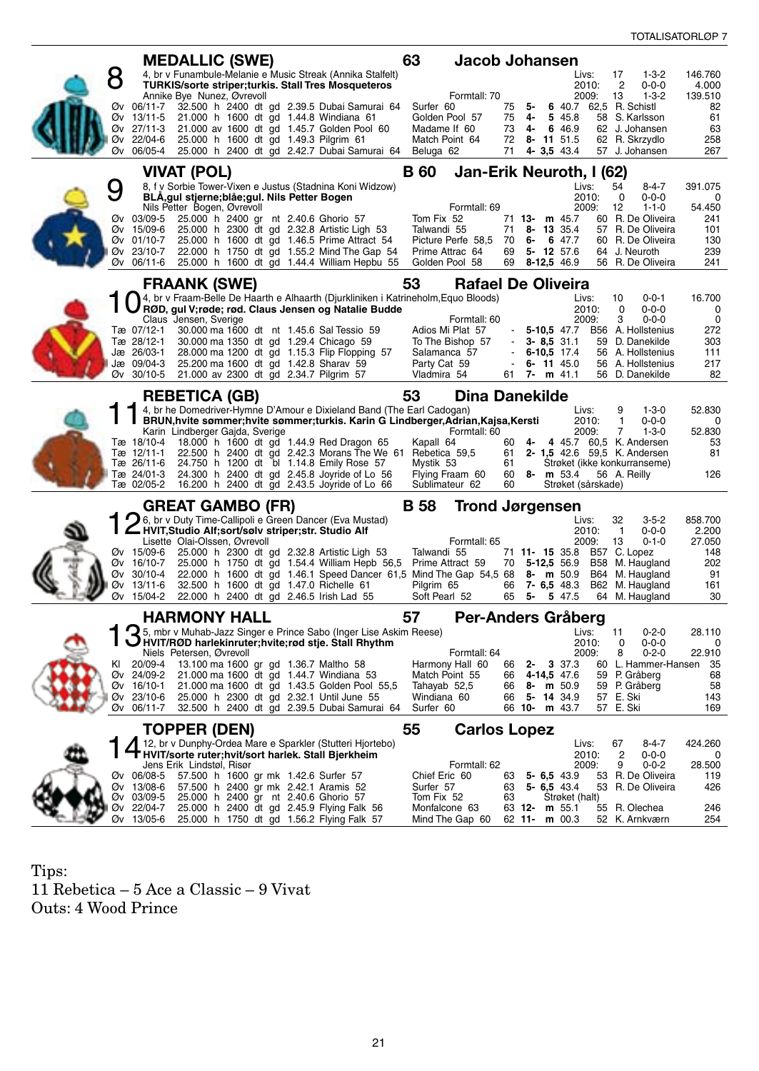## 8 MEDALLIC (SWE) — 63 — Jacob Johansen

4, br v Funambule-Melanie e Music Streak (Annika Stalfelt)
**TURKIS/sorte striper;turkis. Stall Tres Mosqueteros**
Annike Bye Nunez, Øvrevoll — Formtall: 70

| | | | |
|---|---|---|---|
| Livs: | 17 | 1-3-2 | 146.760 |
| 2010: | 2 | 0-0-0 | 4.000 |
| 2009: | 13 | 1-3-2 | 139.510 |

| | | | | | | | | | | | | | | | |
|---|---|---|---|---|---|---|---|---|---|---|---|---|---|---|---|
| Øv | 06/11-7 | 32.500 | h | 2400 | dt | gd | 2.39.5 | Dubai Samurai 64 | Surfer 60 | 75 | 5- | 6 | 40.7 | 62,5 R. Schistl | 82 |
| Øv | 13/11-5 | 21.000 | h | 1600 | dt | gd | 1.44.8 | Windiana 61 | Golden Pool 57 | 75 | 4- | 5 | 45.8 | 58 S. Karlsson | 61 |
| Øv | 27/11-3 | 21.000 | av | 1600 | dt | gd | 1.45.7 | Golden Pool 60 | Madame If 60 | 73 | 4- | 6 | 46.9 | 62 J. Johansen | 63 |
| Øv | 22/04-6 | 25.000 | h | 1600 | dt | gd | 1.49.3 | Pilgrim 61 | Match Point 64 | 72 | 8- | 11 | 51.5 | 62 R. Skrzydlo | 258 |
| Øv | 06/05-4 | 25.000 | h | 2400 | dt | gd | 2.42.7 | Dubai Samurai 64 | Beluga 62 | 71 | 4- | 3,5 | 43.4 | 57 J. Johansen | 267 |

## 9 VIVAT (POL) — B 60 — Jan-Erik Neuroth, I (62)

8, f v Sorbie Tower-Vixen e Justus (Stadnina Koni Widzow)
**BLÅ,gul stjerne;blåe;gul. Nils Petter Bogen**
Nils Petter Bogen, Øvrevoll — Formtall: 69

| | | | |
|---|---|---|---|
| Livs: | 54 | 8-4-7 | 391.075 |
| 2010: | 0 | 0-0-0 | 0 |
| 2009: | 12 | 1-1-0 | 54.450 |

| | | | | | | | | | | | | | | | |
|---|---|---|---|---|---|---|---|---|---|---|---|---|---|---|---|
| Øv | 03/09-5 | 25.000 | h | 2400 | gr | nt | 2.40.6 | Ghorio 57 | Tom Fix 52 | 71 | 13- | m | 45.7 | 60 R. De Oliveira | 241 |
| Øv | 15/09-6 | 25.000 | h | 2300 | dt | gd | 2.32.8 | Artistic Ligh 53 | Talwandi 55 | 71 | 8- | 13 | 35.4 | 57 R. De Oliveira | 101 |
| Øv | 01/10-7 | 25.000 | h | 1600 | dt | gd | 1.46.5 | Prime Attract 54 | Picture Perfe 58,5 | 70 | 6- | 6 | 47.7 | 60 R. De Oliveira | 130 |
| Øv | 23/10-7 | 22.000 | h | 1750 | dt | gd | 1.55.2 | Mind The Gap 54 | Prime Attrac 64 | 69 | 5- | 12 | 57.6 | 64 J. Neuroth | 239 |
| Øv | 06/11-6 | 25.000 | h | 1600 | dt | gd | 1.44.4 | William Hepbu 55 | Golden Pool 58 | 69 | 8- | 12,5 | 46.9 | 56 R. De Oliveira | 241 |

## 10 FRAANK (SWE) — 53 — Rafael De Oliveira

4, br v Fraam-Belle De Haarth e Alhaarth (Djurkliniken i Katrineholm,Equo Bloods)
**RØD, gul V;røde; rød. Claus Jensen og Natalie Budde**
Claus Jensen, Sverige — Formtall: 60

| | | | |
|---|---|---|---|
| Livs: | 10 | 0-0-1 | 16.700 |
| 2010: | 0 | 0-0-0 | 0 |
| 2009: | 3 | 0-0-0 | 0 |

| | | | | | | | | | | | | | | | |
|---|---|---|---|---|---|---|---|---|---|---|---|---|---|---|---|
| Tæ | 07/12-1 | 30.000 | ma | 1600 | dt | nt | 1.45.6 | Sal Tessio 59 | Adios Mi Plat 57 | - | 5- | 10,5 | 47.7 | B56 A. Hollstenius | 272 |
| Tæ | 28/12-1 | 30.000 | ma | 1350 | dt | gd | 1.29.4 | Chicago 59 | To The Bishop 57 | - | 3- | 8,5 | 31.1 | 59 D. Danekilde | 303 |
| Jæ | 26/03-1 | 28.000 | ma | 1200 | dt | gd | 1.15.3 | Flip Flopping 57 | Salamanca 57 | - | 6- | 10,5 | 17.4 | 56 A. Hollstenius | 111 |
| Jæ | 09/04-3 | 25.200 | ma | 1600 | dt | gd | 1.42.8 | Sharav 59 | Party Cat 59 | - | 6- | 11 | 45.0 | 56 A. Hollstenius | 217 |
| Øv | 30/10-5 | 21.000 | av | 2300 | dt | gd | 2.34.7 | Pilgrim 57 | Vladmira 54 | 61 | 7- | m | 41.1 | 56 D. Danekilde | 82 |

## 11 REBETICA (GB) — 53 — Dina Danekilde

4, br he Domedriver-Hymne D'Amour e Dixieland Band (The Earl Cadogan)
**BRUN,hvite sømmer;hvite sømmer;turkis. Karin G Lindberger,Adrian,Kajsa,Kersti**
Karin Lindberger Gajda, Sverige — Formtall: 60

| | | | |
|---|---|---|---|
| Livs: | 9 | 1-3-0 | 52.830 |
| 2010: | 1 | 0-0-0 | 0 |
| 2009: | 7 | 1-3-0 | 52.830 |

| | | | | | | | | | | | | | | | |
|---|---|---|---|---|---|---|---|---|---|---|---|---|---|---|---|
| Tæ | 18/10-4 | 18.000 | h | 1600 | dt | gd | 1.44.9 | Red Dragon 65 | Kapall 64 | 60 | 4- | 4 | 45.7 | 60,5 K. Andersen | 53 |
| Tæ | 12/11-1 | 22.500 | h | 2400 | dt | gd | 2.42.3 | Morans The We 61 | Rebetica 59,5 | 61 | 2- | 1,5 | 42.6 | 59,5 K. Andersen | 81 |
| Tæ | 26/11-6 | 24.750 | h | 1200 | dt | bl | 1.14.8 | Emily Rose 57 | Mystik 53 | 61 | Strøket (ikke konkurranseme) | | | | |
| Tæ | 24/01-3 | 24.300 | h | 2400 | dt | gd | 2.45.8 | Joyride of Lo 56 | Flying Fraam 60 | 60 | 8- | m | 53.4 | 56 A. Reilly | 126 |
| Tæ | 02/05-2 | 16.200 | h | 2400 | dt | gd | 2.43.5 | Joyride of Lo 66 | Sublimateur 62 | 60 | Strøket (sårskade) | | | | |

## 12 GREAT GAMBO (FR) — B 58 — Trond Jørgensen

6, br v Duty Time-Callipoli e Green Dancer (Eva Mustad)
**HVIT,Studio Alf;sort/sølv striper;str. Studio Alf**
Lisette Olai-Olssen, Øvrevoll — Formtall: 65

| | | | |
|---|---|---|---|
| Livs: | 32 | 3-5-2 | 858.700 |
| 2010: | 1 | 0-0-0 | 2.200 |
| 2009: | 13 | 0-1-0 | 27.050 |

| | | | | | | | | | | | | | | | |
|---|---|---|---|---|---|---|---|---|---|---|---|---|---|---|---|
| Øv | 15/09-6 | 25.000 | h | 2300 | dt | gd | 2.32.8 | Artistic Ligh 53 | Talwandi 55 | 71 | 11- | 15 | 35.8 | B57 C. Lopez | 148 |
| Øv | 16/10-7 | 25.000 | h | 1750 | dt | gd | 1.54.4 | William Hepb 56,5 | Prime Attract 59 | 70 | 5- | 12,5 | 56.9 | B58 M. Haugland | 202 |
| Øv | 30/10-4 | 22.000 | h | 1600 | dt | gd | 1.46.1 | Speed Dancer 61,5 | Mind The Gap 54,5 | 68 | 8- | m | 50.9 | B64 M. Haugland | 91 |
| Øv | 13/11-6 | 32.500 | h | 1600 | dt | gd | 1.47.0 | Richelle 61 | Pilgrim 65 | 66 | 7- | 6,5 | 48.3 | B62 M. Haugland | 161 |
| Øv | 15/04-2 | 22.000 | h | 2400 | dt | gd | 2.46.5 | Irish Lad 55 | Soft Pearl 52 | 65 | 5- | 5 | 47.5 | 64 M. Haugland | 30 |

## 13 HARMONY HALL — 57 — Per-Anders Gråberg

5, mbr v Muhab-Jazz Singer e Prince Sabo (Inger Lise Askim Reese)
**HVIT/RØD harlekinruter;hvite;rød stje. Stall Rhythm**
Niels Petersen, Øvrevoll — Formtall: 64

| | | | |
|---|---|---|---|
| Livs: | 11 | 0-2-0 | 28.110 |
| 2010: | 0 | 0-0-0 | 0 |
| 2009: | 8 | 0-2-0 | 22.910 |

| | | | | | | | | | | | | | | | |
|---|---|---|---|---|---|---|---|---|---|---|---|---|---|---|---|
| Kl | 20/09-4 | 13.100 | ma | 1600 | gr | gd | 1.36.7 | Maltho 58 | Harmony Hall 60 | 66 | 2- | 3 | 37.3 | 60 L. Hammer-Hansen | 35 |
| Øv | 24/09-2 | 21.000 | ma | 1600 | dt | gd | 1.44.7 | Windiana 53 | Match Point 55 | 66 | 4- | 14,5 | 47.6 | 59 P. Gråberg | 68 |
| Øv | 16/10-1 | 21.000 | ma | 1600 | dt | gd | 1.43.5 | Golden Pool 55,5 | Tahayab 52,5 | 66 | 8- | m | 50.9 | 59 P. Gråberg | 58 |
| Øv | 23/10-6 | 25.000 | h | 2300 | dt | gd | 2.32.1 | Until June 55 | Windiana 60 | 66 | 5- | 14 | 34.9 | 57 E. Ski | 143 |
| Øv | 06/11-7 | 32.500 | h | 2400 | dt | gd | 2.39.5 | Dubai Samurai 64 | Surfer 60 | 66 | 10- | m | 43.7 | 57 E. Ski | 169 |

## 14 TOPPER (DEN) — 55 — Carlos Lopez

12, br v Dunphy-Ordea Mare e Sparkler (Stutteri Hjortebo)
**HVIT/sorte ruter;hvit/sort harlek. Stall Bjerkheim**
Jens Erik Lindstøl, Risør — Formtall: 62

| | | | |
|---|---|---|---|
| Livs: | 67 | 8-4-7 | 424.260 |
| 2010: | 2 | 0-0-0 | 0 |
| 2009: | 9 | 0-0-2 | 28.500 |

| | | | | | | | | | | | | | | | |
|---|---|---|---|---|---|---|---|---|---|---|---|---|---|---|---|
| Øv | 06/08-5 | 57.500 | h | 1600 | gr | mk | 1.42.6 | Surfer 57 | Chief Eric 60 | 63 | 5- | 6,5 | 43.9 | 53 R. De Oliveira | 119 |
| Øv | 13/08-6 | 57.500 | h | 2400 | gr | mk | 2.42.1 | Aramis 52 | Surfer 57 | 63 | 5- | 6,5 | 43.4 | 53 R. De Oliveira | 426 |
| Øv | 03/09-5 | 25.000 | h | 2400 | gr | nt | 2.40.6 | Ghorio 57 | Tom Fix 52 | 63 | Strøket (halt) | | | | |
| Øv | 22/04-7 | 25.000 | h | 2400 | dt | gd | 2.45.9 | Flying Falk 56 | Monfalcone 63 | 63 | 12- | m | 55.1 | 55 R. Olechea | 246 |
| Øv | 13/05-6 | 25.000 | h | 1750 | dt | gd | 1.56.2 | Flying Falk 57 | Mind The Gap 60 | 62 | 11- | m | 00.3 | 52 K. Arnkværn | 254 |

Tips:
11 Rebetica – 5 Ace a Classic – 9 Vivat
Outs: 4 Wood Prince